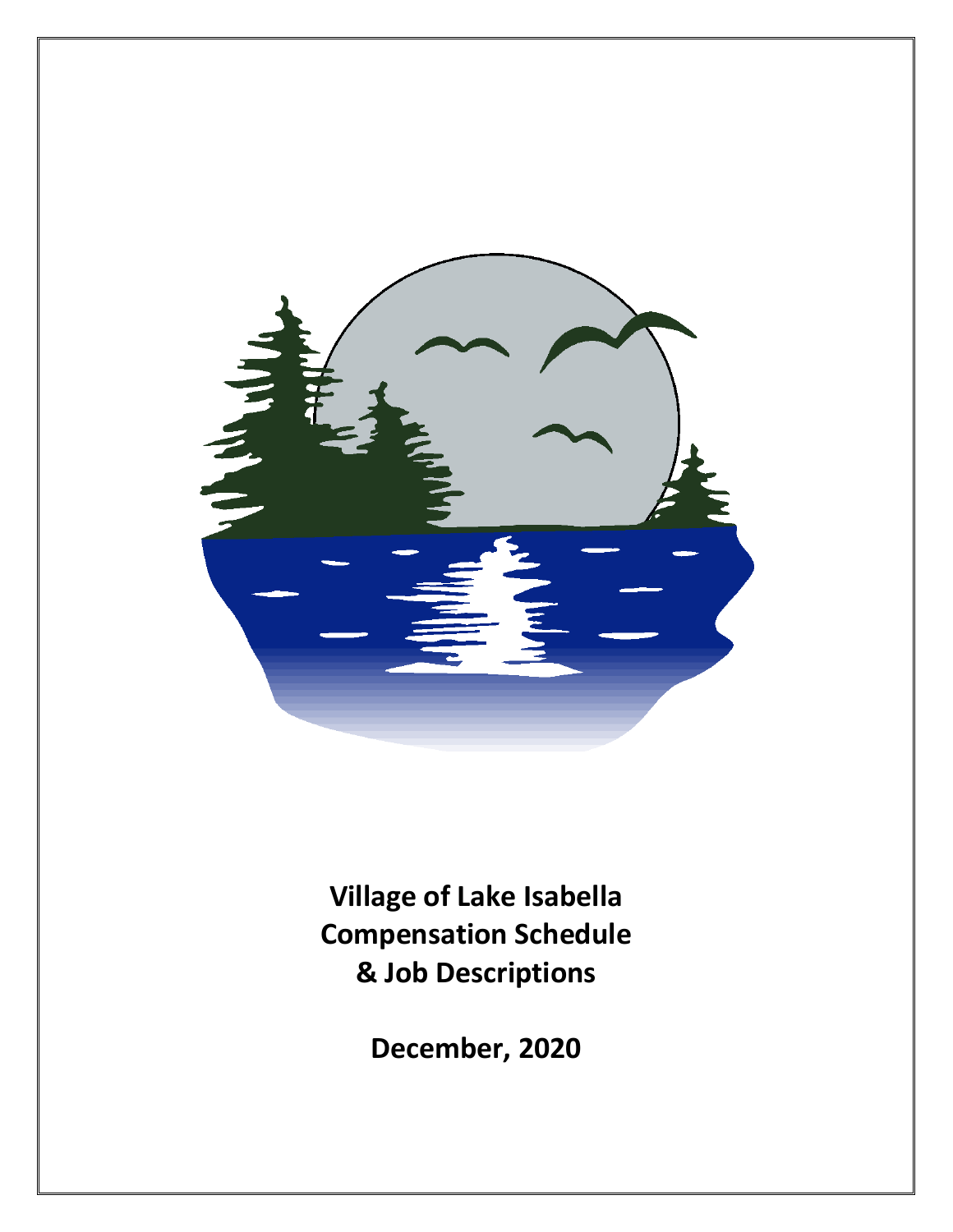# Village of Lake Isabella Compensation Schedule & Job Descriptions

**December, 2020**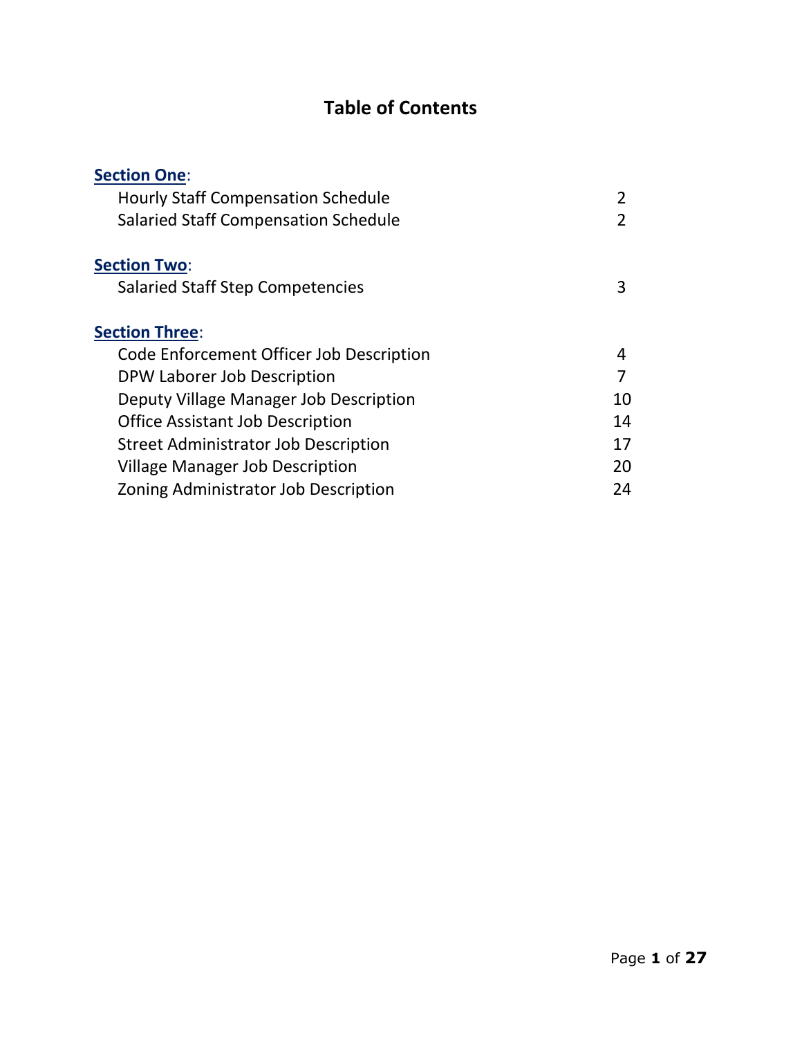# Table of Contents

**Section One**:

| | |
|---|---|
| Hourly Staff Compensation Schedule | 2 |
| Salaried Staff Compensation Schedule | 2 |

**Section Two**:

| | |
|---|---|
| Salaried Staff Step Competencies | 3 |

**Section Three**:

| | |
|---|---|
| Code Enforcement Officer Job Description | 4 |
| DPW Laborer Job Description | 7 |
| Deputy Village Manager Job Description | 10 |
| Office Assistant Job Description | 14 |
| Street Administrator Job Description | 17 |
| Village Manager Job Description | 20 |
| Zoning Administrator Job Description | 24 |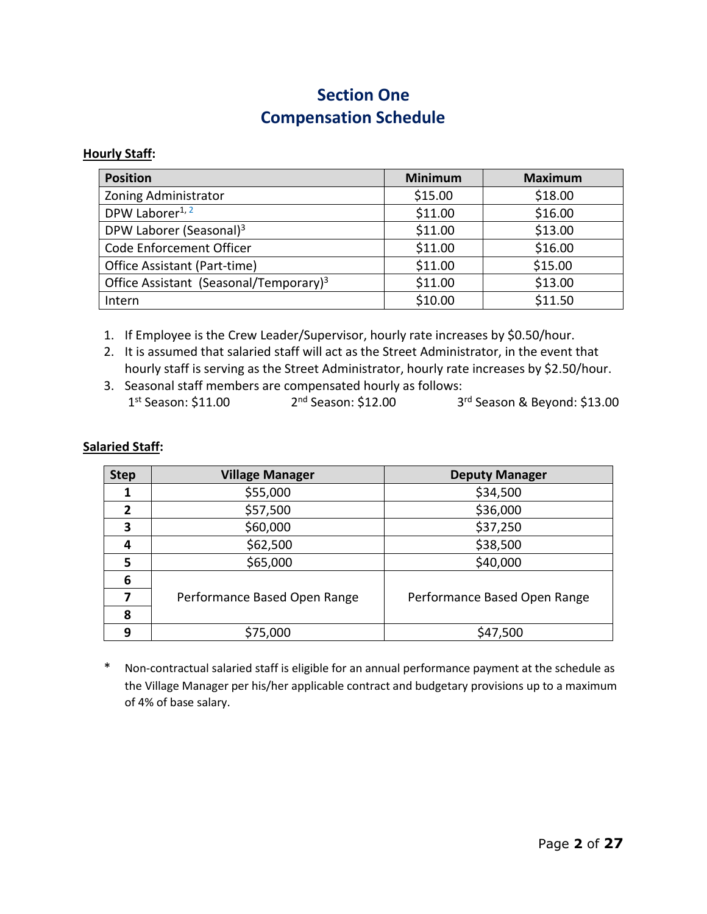# Section One
# Compensation Schedule

**Hourly Staff:**

| Position | Minimum | Maximum |
|---|---|---|
| Zoning Administrator | $15.00 | $18.00 |
| DPW Laborer[1, 2] | $11.00 | $16.00 |
| DPW Laborer (Seasonal)[3] | $11.00 | $13.00 |
| Code Enforcement Officer | $11.00 | $16.00 |
| Office Assistant (Part-time) | $11.00 | $15.00 |
| Office Assistant (Seasonal/Temporary)[3] | $11.00 | $13.00 |
| Intern | $10.00 | $11.50 |

1. If Employee is the Crew Leader/Supervisor, hourly rate increases by $0.50/hour.
2. It is assumed that salaried staff will act as the Street Administrator, in the event that hourly staff is serving as the Street Administrator, hourly rate increases by $2.50/hour.
3. Seasonal staff members are compensated hourly as follows:
   1st Season: $11.00    2nd Season: $12.00    3rd Season & Beyond: $13.00

**Salaried Staff:**

| Step | Village Manager | Deputy Manager |
|---|---|---|
| 1 | $55,000 | $34,500 |
| 2 | $57,500 | $36,000 |
| 3 | $60,000 | $37,250 |
| 4 | $62,500 | $38,500 |
| 5 | $65,000 | $40,000 |
| 6 | Performance Based Open Range | Performance Based Open Range |
| 7 | | |
| 8 | | |
| 9 | $75,000 | $47,500 |

\* Non-contractual salaried staff is eligible for an annual performance payment at the schedule as the Village Manager per his/her applicable contract and budgetary provisions up to a maximum of 4% of base salary.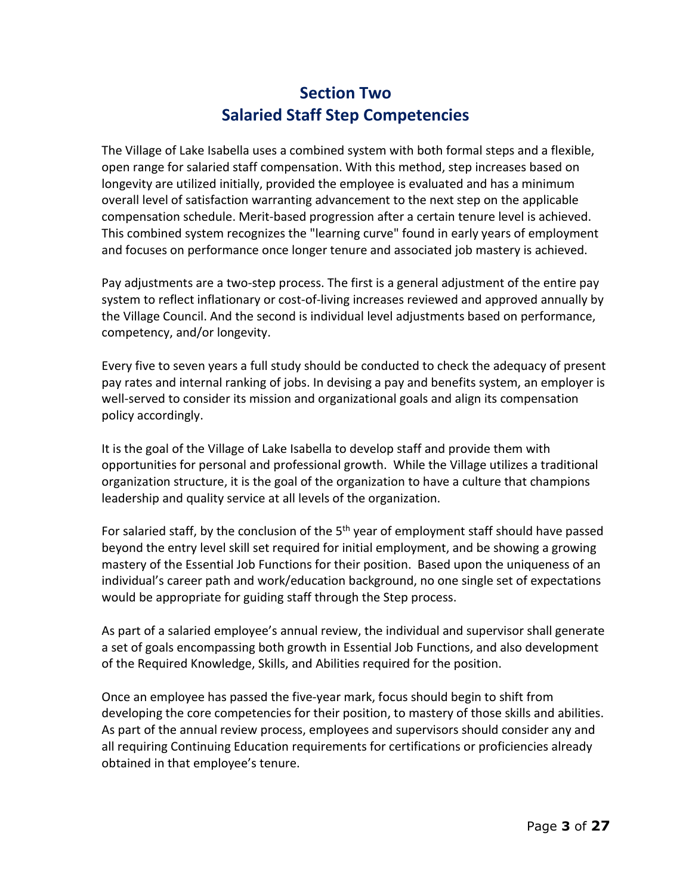# Section Two
# Salaried Staff Step Competencies

The Village of Lake Isabella uses a combined system with both formal steps and a flexible, open range for salaried staff compensation. With this method, step increases based on longevity are utilized initially, provided the employee is evaluated and has a minimum overall level of satisfaction warranting advancement to the next step on the applicable compensation schedule. Merit-based progression after a certain tenure level is achieved. This combined system recognizes the "learning curve" found in early years of employment and focuses on performance once longer tenure and associated job mastery is achieved.

Pay adjustments are a two-step process. The first is a general adjustment of the entire pay system to reflect inflationary or cost-of-living increases reviewed and approved annually by the Village Council. And the second is individual level adjustments based on performance, competency, and/or longevity.

Every five to seven years a full study should be conducted to check the adequacy of present pay rates and internal ranking of jobs. In devising a pay and benefits system, an employer is well-served to consider its mission and organizational goals and align its compensation policy accordingly.

It is the goal of the Village of Lake Isabella to develop staff and provide them with opportunities for personal and professional growth. While the Village utilizes a traditional organization structure, it is the goal of the organization to have a culture that champions leadership and quality service at all levels of the organization.

For salaried staff, by the conclusion of the 5th year of employment staff should have passed beyond the entry level skill set required for initial employment, and be showing a growing mastery of the Essential Job Functions for their position. Based upon the uniqueness of an individual's career path and work/education background, no one single set of expectations would be appropriate for guiding staff through the Step process.

As part of a salaried employee's annual review, the individual and supervisor shall generate a set of goals encompassing both growth in Essential Job Functions, and also development of the Required Knowledge, Skills, and Abilities required for the position.

Once an employee has passed the five-year mark, focus should begin to shift from developing the core competencies for their position, to mastery of those skills and abilities. As part of the annual review process, employees and supervisors should consider any and all requiring Continuing Education requirements for certifications or proficiencies already obtained in that employee's tenure.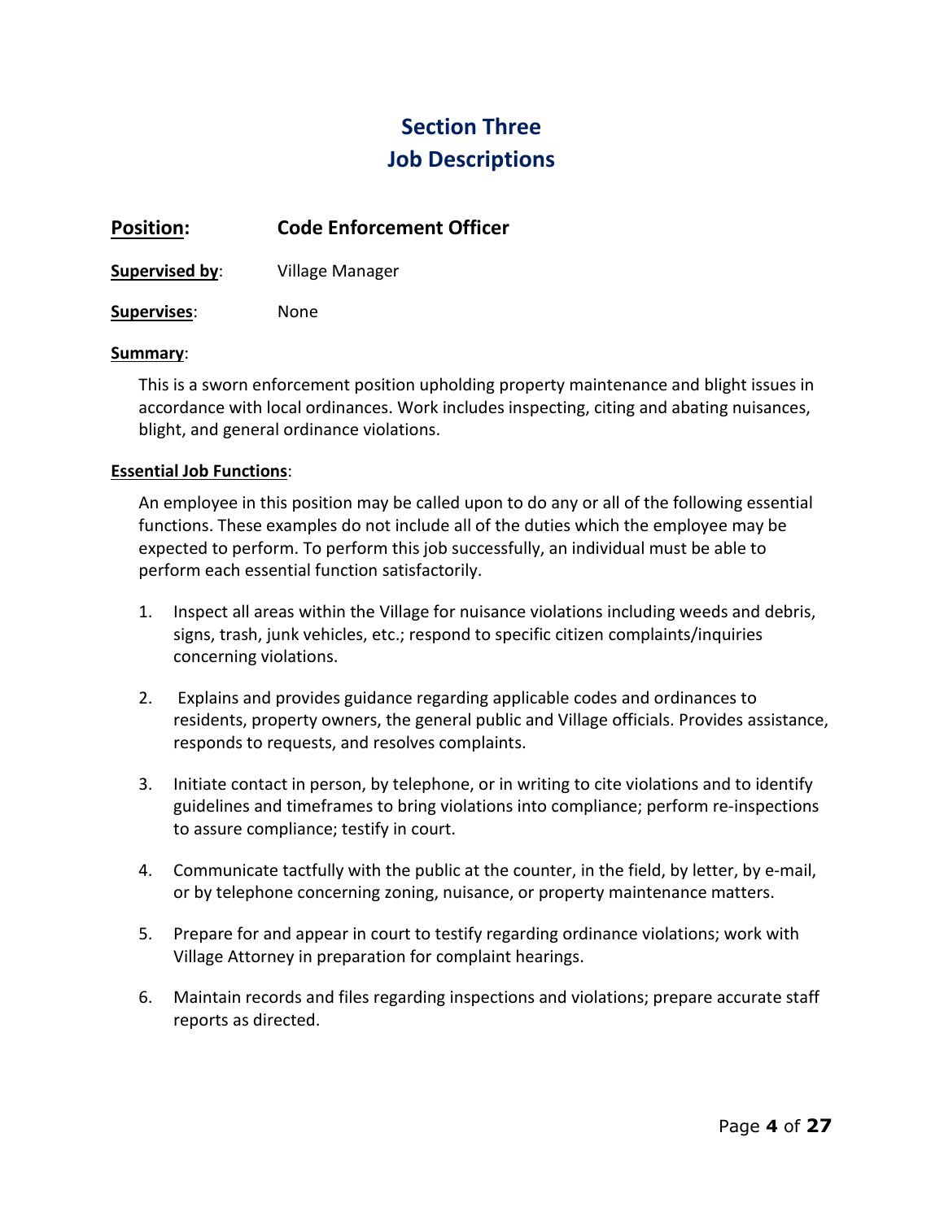# Section Three
# Job Descriptions

## Position: Code Enforcement Officer

**Supervised by**: Village Manager

**Supervises**: None

**Summary**:

This is a sworn enforcement position upholding property maintenance and blight issues in accordance with local ordinances. Work includes inspecting, citing and abating nuisances, blight, and general ordinance violations.

**Essential Job Functions**:

An employee in this position may be called upon to do any or all of the following essential functions. These examples do not include all of the duties which the employee may be expected to perform. To perform this job successfully, an individual must be able to perform each essential function satisfactorily.

1. Inspect all areas within the Village for nuisance violations including weeds and debris, signs, trash, junk vehicles, etc.; respond to specific citizen complaints/inquiries concerning violations.

2. Explains and provides guidance regarding applicable codes and ordinances to residents, property owners, the general public and Village officials. Provides assistance, responds to requests, and resolves complaints.

3. Initiate contact in person, by telephone, or in writing to cite violations and to identify guidelines and timeframes to bring violations into compliance; perform re-inspections to assure compliance; testify in court.

4. Communicate tactfully with the public at the counter, in the field, by letter, by e-mail, or by telephone concerning zoning, nuisance, or property maintenance matters.

5. Prepare for and appear in court to testify regarding ordinance violations; work with Village Attorney in preparation for complaint hearings.

6. Maintain records and files regarding inspections and violations; prepare accurate staff reports as directed.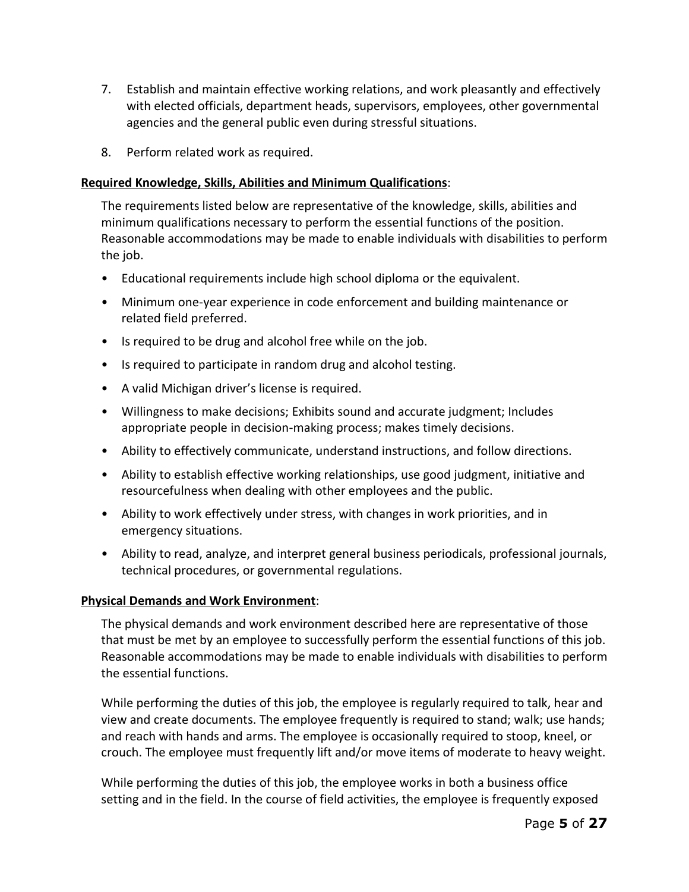7. Establish and maintain effective working relations, and work pleasantly and effectively with elected officials, department heads, supervisors, employees, other governmental agencies and the general public even during stressful situations.

8. Perform related work as required.

**Required Knowledge, Skills, Abilities and Minimum Qualifications**:

The requirements listed below are representative of the knowledge, skills, abilities and minimum qualifications necessary to perform the essential functions of the position. Reasonable accommodations may be made to enable individuals with disabilities to perform the job.

- Educational requirements include high school diploma or the equivalent.
- Minimum one-year experience in code enforcement and building maintenance or related field preferred.
- Is required to be drug and alcohol free while on the job.
- Is required to participate in random drug and alcohol testing.
- A valid Michigan driver's license is required.
- Willingness to make decisions; Exhibits sound and accurate judgment; Includes appropriate people in decision-making process; makes timely decisions.
- Ability to effectively communicate, understand instructions, and follow directions.
- Ability to establish effective working relationships, use good judgment, initiative and resourcefulness when dealing with other employees and the public.
- Ability to work effectively under stress, with changes in work priorities, and in emergency situations.
- Ability to read, analyze, and interpret general business periodicals, professional journals, technical procedures, or governmental regulations.

**Physical Demands and Work Environment**:

The physical demands and work environment described here are representative of those that must be met by an employee to successfully perform the essential functions of this job. Reasonable accommodations may be made to enable individuals with disabilities to perform the essential functions.

While performing the duties of this job, the employee is regularly required to talk, hear and view and create documents. The employee frequently is required to stand; walk; use hands; and reach with hands and arms. The employee is occasionally required to stoop, kneel, or crouch. The employee must frequently lift and/or move items of moderate to heavy weight.

While performing the duties of this job, the employee works in both a business office setting and in the field. In the course of field activities, the employee is frequently exposed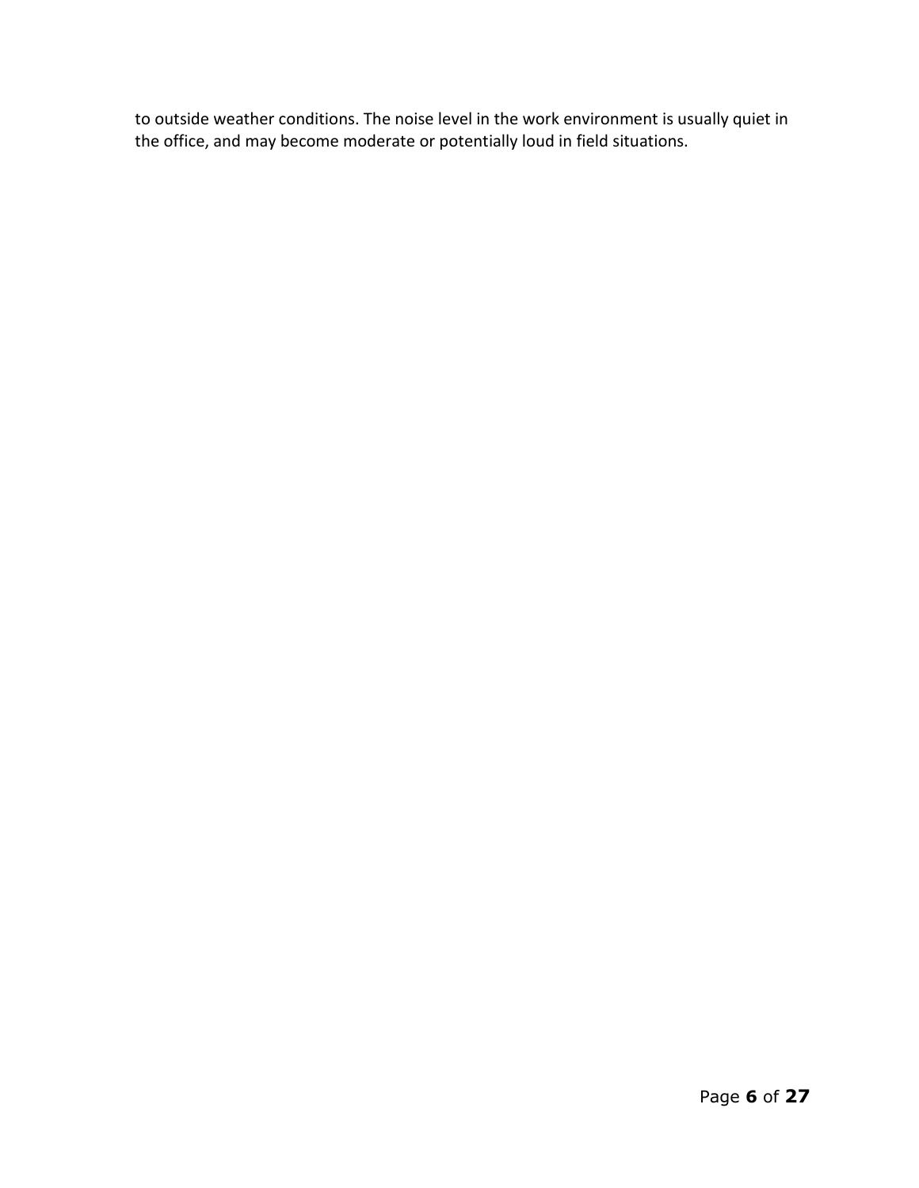to outside weather conditions. The noise level in the work environment is usually quiet in the office, and may become moderate or potentially loud in field situations.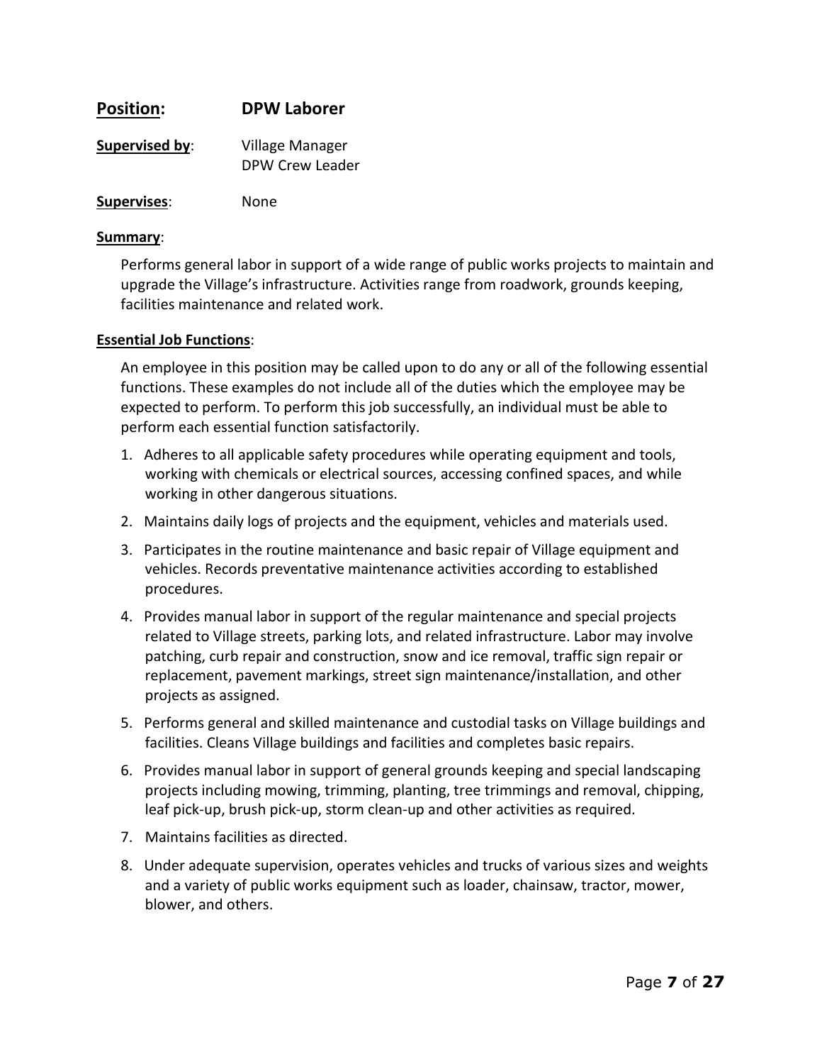**Position:** **DPW Laborer**

**Supervised by**: Village Manager
DPW Crew Leader

**Supervises**: None

**Summary**:

Performs general labor in support of a wide range of public works projects to maintain and upgrade the Village's infrastructure. Activities range from roadwork, grounds keeping, facilities maintenance and related work.

**Essential Job Functions**:

An employee in this position may be called upon to do any or all of the following essential functions. These examples do not include all of the duties which the employee may be expected to perform. To perform this job successfully, an individual must be able to perform each essential function satisfactorily.

1. Adheres to all applicable safety procedures while operating equipment and tools, working with chemicals or electrical sources, accessing confined spaces, and while working in other dangerous situations.
2. Maintains daily logs of projects and the equipment, vehicles and materials used.
3. Participates in the routine maintenance and basic repair of Village equipment and vehicles. Records preventative maintenance activities according to established procedures.
4. Provides manual labor in support of the regular maintenance and special projects related to Village streets, parking lots, and related infrastructure. Labor may involve patching, curb repair and construction, snow and ice removal, traffic sign repair or replacement, pavement markings, street sign maintenance/installation, and other projects as assigned.
5. Performs general and skilled maintenance and custodial tasks on Village buildings and facilities. Cleans Village buildings and facilities and completes basic repairs.
6. Provides manual labor in support of general grounds keeping and special landscaping projects including mowing, trimming, planting, tree trimmings and removal, chipping, leaf pick-up, brush pick-up, storm clean-up and other activities as required.
7. Maintains facilities as directed.
8. Under adequate supervision, operates vehicles and trucks of various sizes and weights and a variety of public works equipment such as loader, chainsaw, tractor, mower, blower, and others.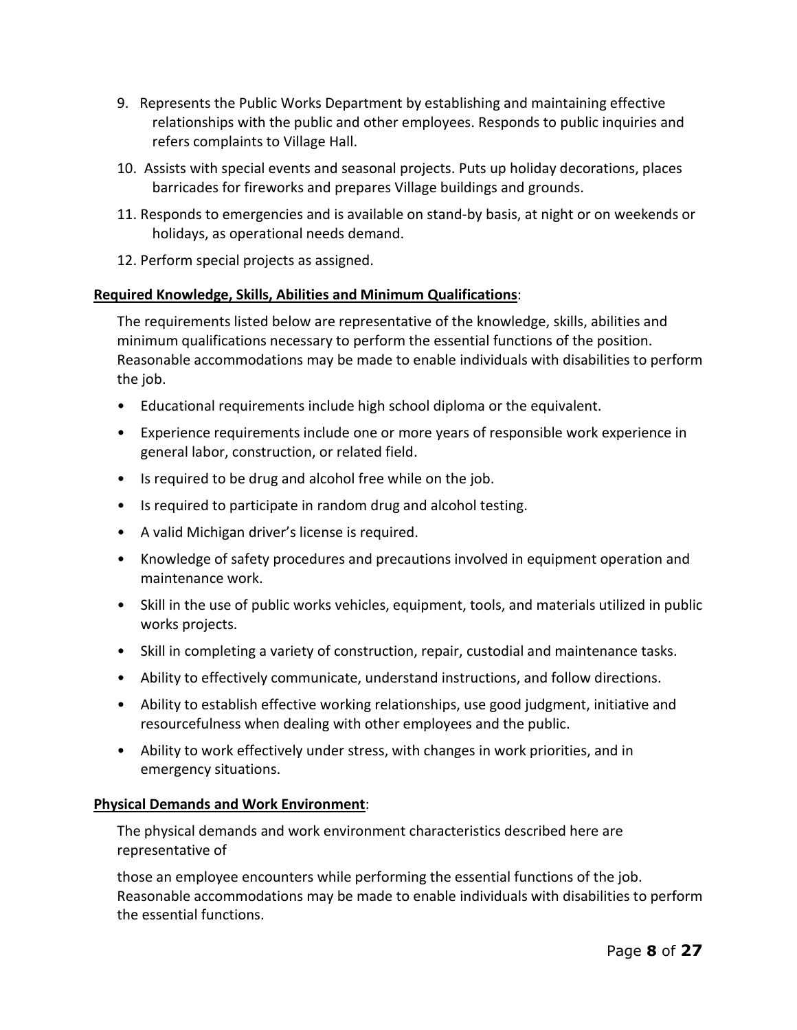9. Represents the Public Works Department by establishing and maintaining effective relationships with the public and other employees. Responds to public inquiries and refers complaints to Village Hall.
10. Assists with special events and seasonal projects. Puts up holiday decorations, places barricades for fireworks and prepares Village buildings and grounds.
11. Responds to emergencies and is available on stand-by basis, at night or on weekends or holidays, as operational needs demand.
12. Perform special projects as assigned.

**Required Knowledge, Skills, Abilities and Minimum Qualifications**:

The requirements listed below are representative of the knowledge, skills, abilities and minimum qualifications necessary to perform the essential functions of the position. Reasonable accommodations may be made to enable individuals with disabilities to perform the job.

- Educational requirements include high school diploma or the equivalent.
- Experience requirements include one or more years of responsible work experience in general labor, construction, or related field.
- Is required to be drug and alcohol free while on the job.
- Is required to participate in random drug and alcohol testing.
- A valid Michigan driver's license is required.
- Knowledge of safety procedures and precautions involved in equipment operation and maintenance work.
- Skill in the use of public works vehicles, equipment, tools, and materials utilized in public works projects.
- Skill in completing a variety of construction, repair, custodial and maintenance tasks.
- Ability to effectively communicate, understand instructions, and follow directions.
- Ability to establish effective working relationships, use good judgment, initiative and resourcefulness when dealing with other employees and the public.
- Ability to work effectively under stress, with changes in work priorities, and in emergency situations.

**Physical Demands and Work Environment**:

The physical demands and work environment characteristics described here are representative of

those an employee encounters while performing the essential functions of the job. Reasonable accommodations may be made to enable individuals with disabilities to perform the essential functions.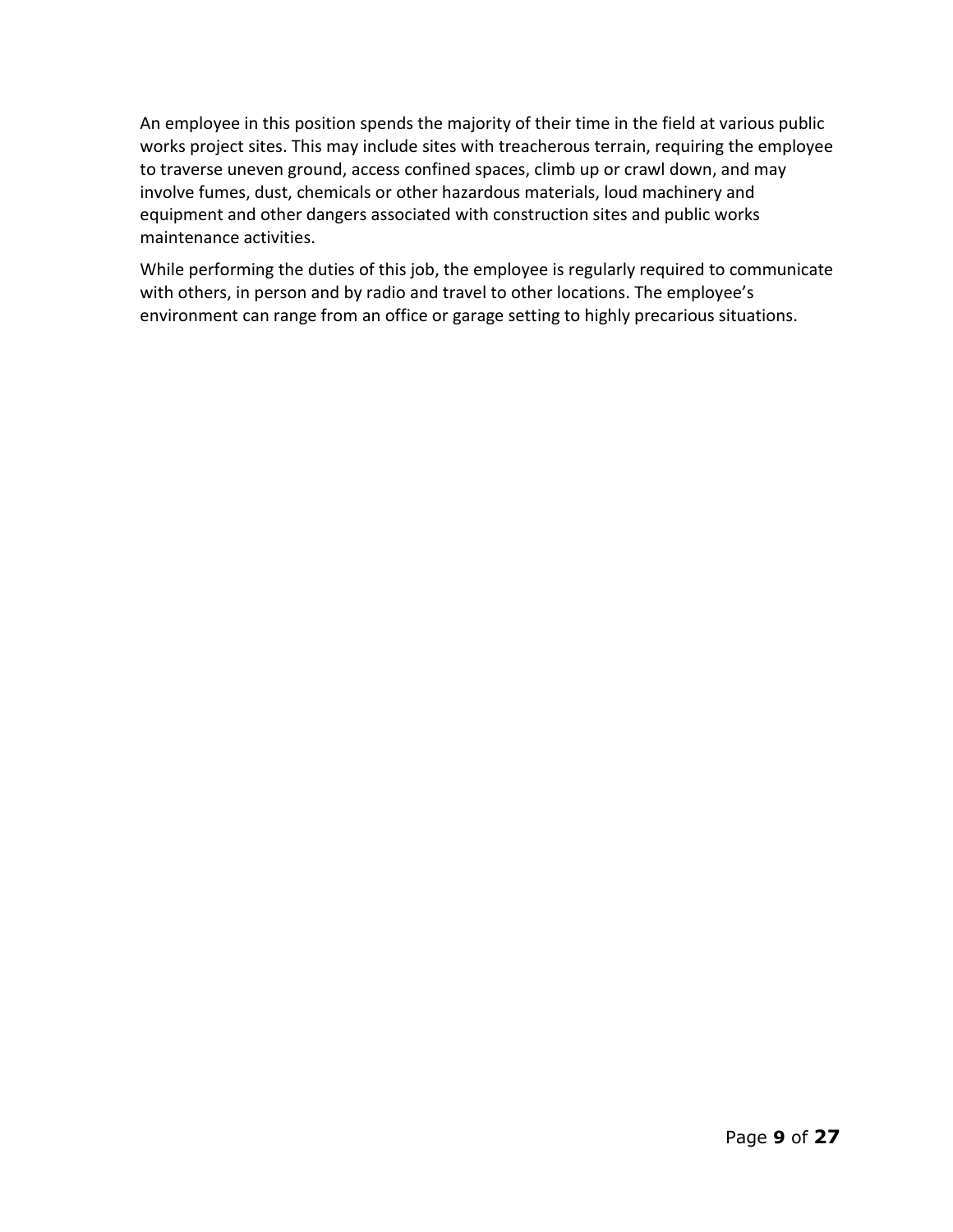An employee in this position spends the majority of their time in the field at various public works project sites. This may include sites with treacherous terrain, requiring the employee to traverse uneven ground, access confined spaces, climb up or crawl down, and may involve fumes, dust, chemicals or other hazardous materials, loud machinery and equipment and other dangers associated with construction sites and public works maintenance activities.

While performing the duties of this job, the employee is regularly required to communicate with others, in person and by radio and travel to other locations. The employee's environment can range from an office or garage setting to highly precarious situations.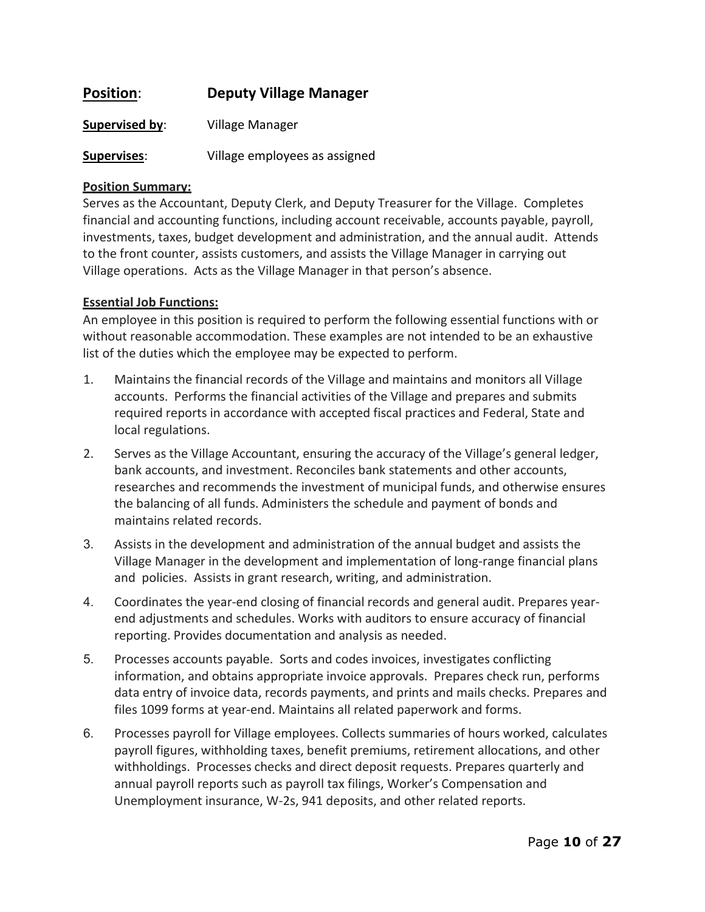**Position**: **Deputy Village Manager**

**Supervised by**: Village Manager

**Supervises**: Village employees as assigned

**Position Summary:**

Serves as the Accountant, Deputy Clerk, and Deputy Treasurer for the Village. Completes financial and accounting functions, including account receivable, accounts payable, payroll, investments, taxes, budget development and administration, and the annual audit. Attends to the front counter, assists customers, and assists the Village Manager in carrying out Village operations. Acts as the Village Manager in that person's absence.

**Essential Job Functions:**

An employee in this position is required to perform the following essential functions with or without reasonable accommodation. These examples are not intended to be an exhaustive list of the duties which the employee may be expected to perform.

1. Maintains the financial records of the Village and maintains and monitors all Village accounts. Performs the financial activities of the Village and prepares and submits required reports in accordance with accepted fiscal practices and Federal, State and local regulations.
2. Serves as the Village Accountant, ensuring the accuracy of the Village's general ledger, bank accounts, and investment. Reconciles bank statements and other accounts, researches and recommends the investment of municipal funds, and otherwise ensures the balancing of all funds. Administers the schedule and payment of bonds and maintains related records.
3. Assists in the development and administration of the annual budget and assists the Village Manager in the development and implementation of long-range financial plans and policies. Assists in grant research, writing, and administration.
4. Coordinates the year-end closing of financial records and general audit. Prepares year-end adjustments and schedules. Works with auditors to ensure accuracy of financial reporting. Provides documentation and analysis as needed.
5. Processes accounts payable. Sorts and codes invoices, investigates conflicting information, and obtains appropriate invoice approvals. Prepares check run, performs data entry of invoice data, records payments, and prints and mails checks. Prepares and files 1099 forms at year-end. Maintains all related paperwork and forms.
6. Processes payroll for Village employees. Collects summaries of hours worked, calculates payroll figures, withholding taxes, benefit premiums, retirement allocations, and other withholdings. Processes checks and direct deposit requests. Prepares quarterly and annual payroll reports such as payroll tax filings, Worker's Compensation and Unemployment insurance, W-2s, 941 deposits, and other related reports.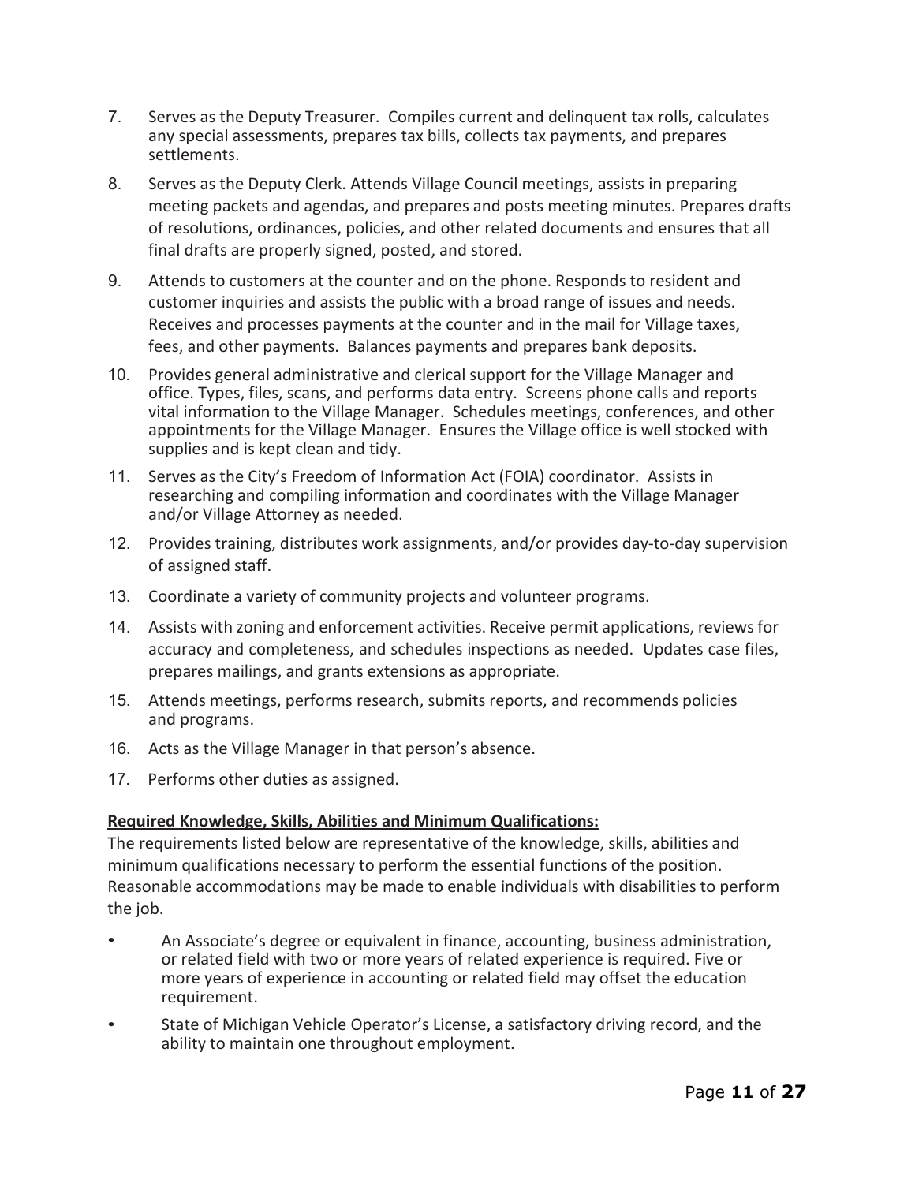7. Serves as the Deputy Treasurer. Compiles current and delinquent tax rolls, calculates any special assessments, prepares tax bills, collects tax payments, and prepares settlements.
8. Serves as the Deputy Clerk. Attends Village Council meetings, assists in preparing meeting packets and agendas, and prepares and posts meeting minutes. Prepares drafts of resolutions, ordinances, policies, and other related documents and ensures that all final drafts are properly signed, posted, and stored.
9. Attends to customers at the counter and on the phone. Responds to resident and customer inquiries and assists the public with a broad range of issues and needs. Receives and processes payments at the counter and in the mail for Village taxes, fees, and other payments. Balances payments and prepares bank deposits.
10. Provides general administrative and clerical support for the Village Manager and office. Types, files, scans, and performs data entry. Screens phone calls and reports vital information to the Village Manager. Schedules meetings, conferences, and other appointments for the Village Manager. Ensures the Village office is well stocked with supplies and is kept clean and tidy.
11. Serves as the City's Freedom of Information Act (FOIA) coordinator. Assists in researching and compiling information and coordinates with the Village Manager and/or Village Attorney as needed.
12. Provides training, distributes work assignments, and/or provides day-to-day supervision of assigned staff.
13. Coordinate a variety of community projects and volunteer programs.
14. Assists with zoning and enforcement activities. Receive permit applications, reviews for accuracy and completeness, and schedules inspections as needed. Updates case files, prepares mailings, and grants extensions as appropriate.
15. Attends meetings, performs research, submits reports, and recommends policies and programs.
16. Acts as the Village Manager in that person's absence.
17. Performs other duties as assigned.

**Required Knowledge, Skills, Abilities and Minimum Qualifications:**

The requirements listed below are representative of the knowledge, skills, abilities and minimum qualifications necessary to perform the essential functions of the position. Reasonable accommodations may be made to enable individuals with disabilities to perform the job.

- An Associate's degree or equivalent in finance, accounting, business administration, or related field with two or more years of related experience is required. Five or more years of experience in accounting or related field may offset the education requirement.
- State of Michigan Vehicle Operator's License, a satisfactory driving record, and the ability to maintain one throughout employment.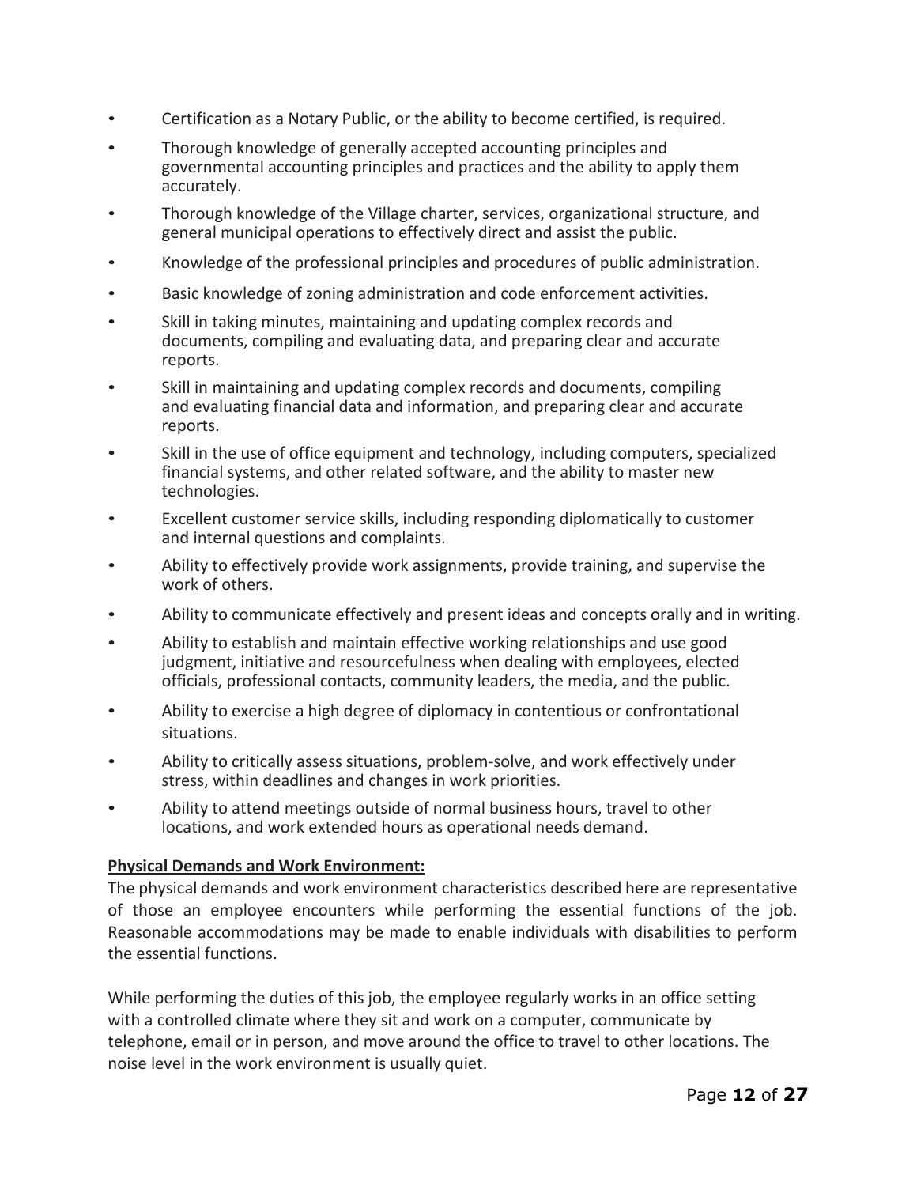- Certification as a Notary Public, or the ability to become certified, is required.
- Thorough knowledge of generally accepted accounting principles and governmental accounting principles and practices and the ability to apply them accurately.
- Thorough knowledge of the Village charter, services, organizational structure, and general municipal operations to effectively direct and assist the public.
- Knowledge of the professional principles and procedures of public administration.
- Basic knowledge of zoning administration and code enforcement activities.
- Skill in taking minutes, maintaining and updating complex records and documents, compiling and evaluating data, and preparing clear and accurate reports.
- Skill in maintaining and updating complex records and documents, compiling and evaluating financial data and information, and preparing clear and accurate reports.
- Skill in the use of office equipment and technology, including computers, specialized financial systems, and other related software, and the ability to master new technologies.
- Excellent customer service skills, including responding diplomatically to customer and internal questions and complaints.
- Ability to effectively provide work assignments, provide training, and supervise the work of others.
- Ability to communicate effectively and present ideas and concepts orally and in writing.
- Ability to establish and maintain effective working relationships and use good judgment, initiative and resourcefulness when dealing with employees, elected officials, professional contacts, community leaders, the media, and the public.
- Ability to exercise a high degree of diplomacy in contentious or confrontational situations.
- Ability to critically assess situations, problem-solve, and work effectively under stress, within deadlines and changes in work priorities.
- Ability to attend meetings outside of normal business hours, travel to other locations, and work extended hours as operational needs demand.

**Physical Demands and Work Environment:**

The physical demands and work environment characteristics described here are representative of those an employee encounters while performing the essential functions of the job. Reasonable accommodations may be made to enable individuals with disabilities to perform the essential functions.

While performing the duties of this job, the employee regularly works in an office setting with a controlled climate where they sit and work on a computer, communicate by telephone, email or in person, and move around the office to travel to other locations. The noise level in the work environment is usually quiet.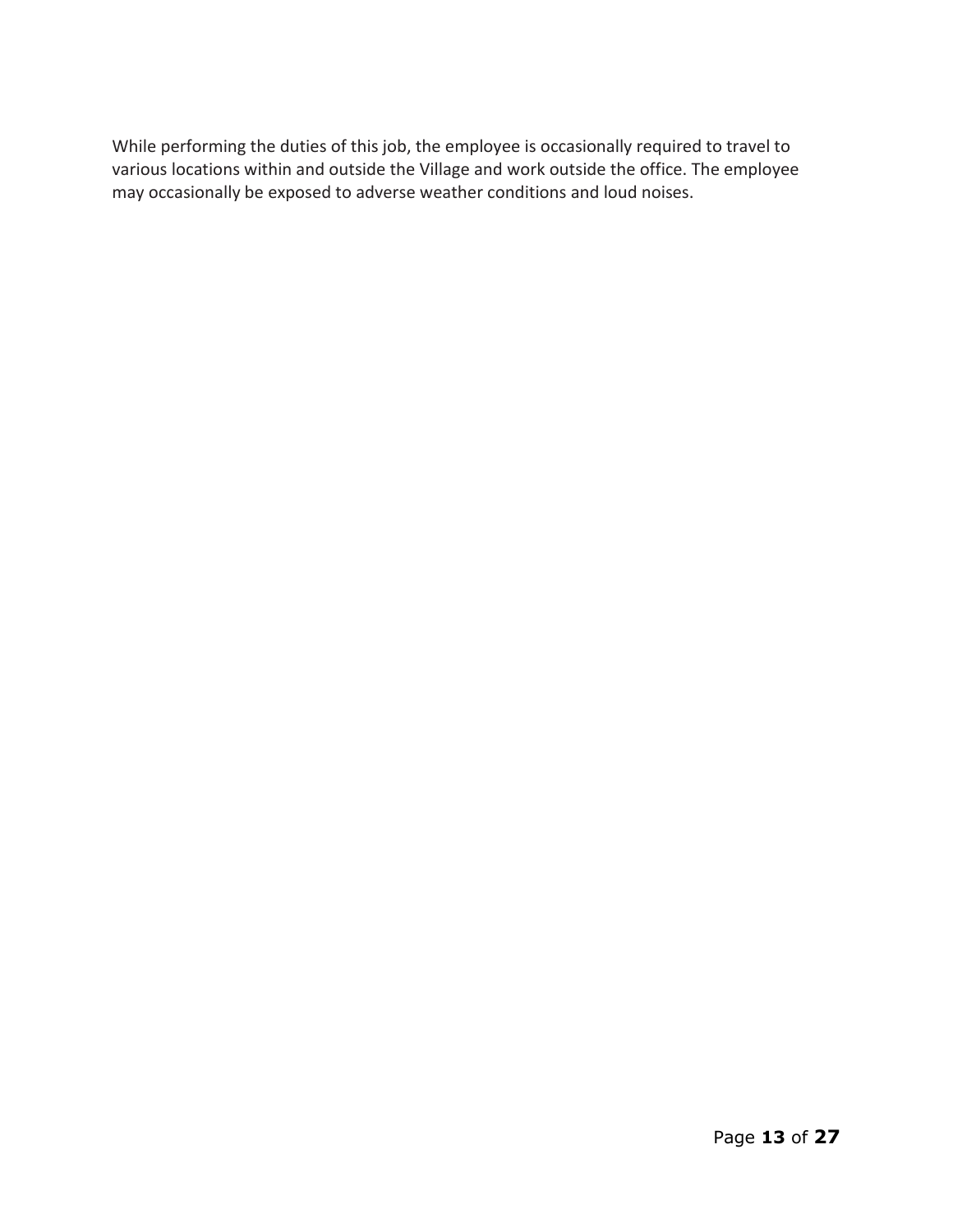While performing the duties of this job, the employee is occasionally required to travel to various locations within and outside the Village and work outside the office. The employee may occasionally be exposed to adverse weather conditions and loud noises.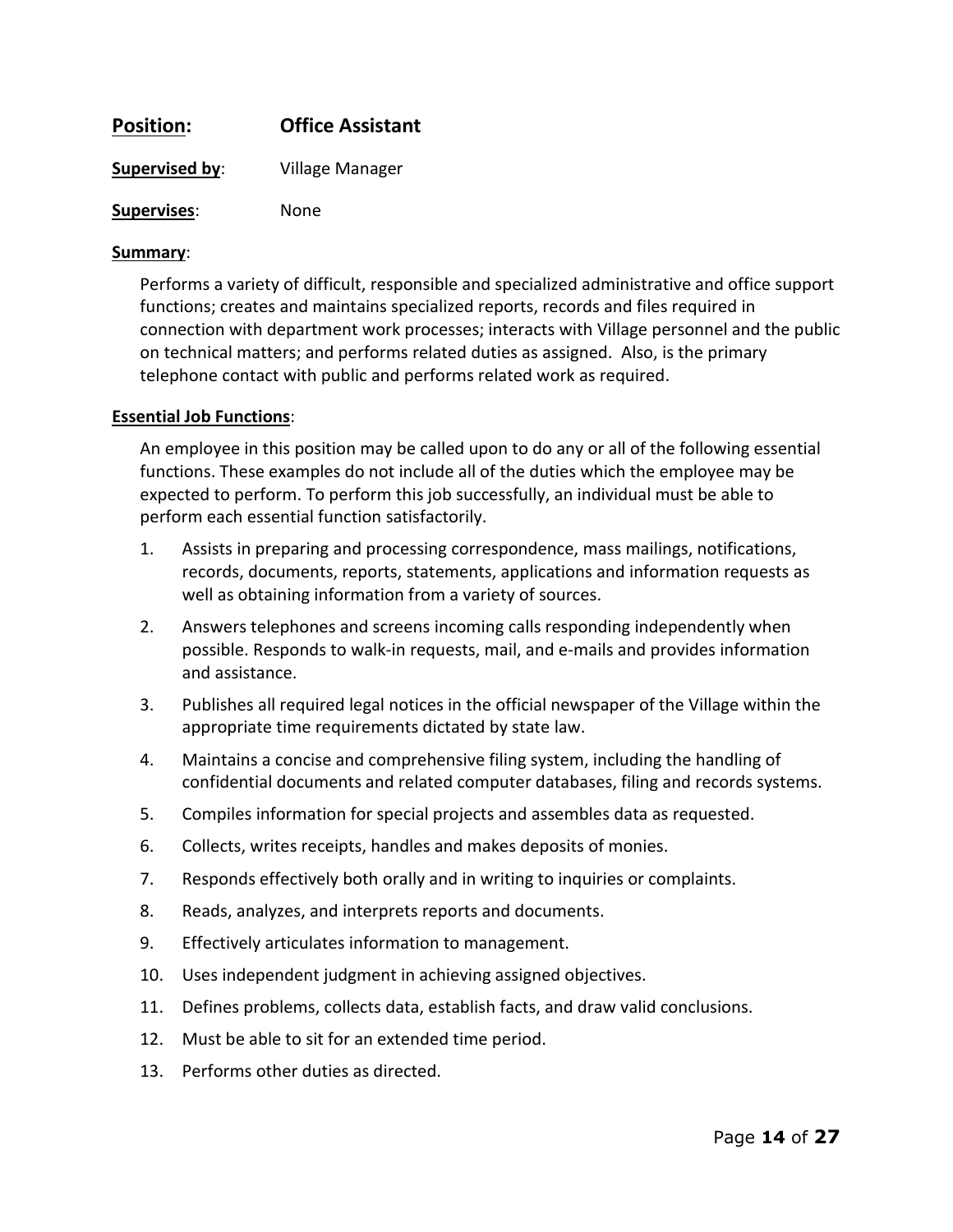## **Position:** Office Assistant

**Supervised by**: Village Manager

**Supervises**: None

**Summary**:

Performs a variety of difficult, responsible and specialized administrative and office support functions; creates and maintains specialized reports, records and files required in connection with department work processes; interacts with Village personnel and the public on technical matters; and performs related duties as assigned. Also, is the primary telephone contact with public and performs related work as required.

**Essential Job Functions**:

An employee in this position may be called upon to do any or all of the following essential functions. These examples do not include all of the duties which the employee may be expected to perform. To perform this job successfully, an individual must be able to perform each essential function satisfactorily.

1. Assists in preparing and processing correspondence, mass mailings, notifications, records, documents, reports, statements, applications and information requests as well as obtaining information from a variety of sources.
2. Answers telephones and screens incoming calls responding independently when possible. Responds to walk-in requests, mail, and e-mails and provides information and assistance.
3. Publishes all required legal notices in the official newspaper of the Village within the appropriate time requirements dictated by state law.
4. Maintains a concise and comprehensive filing system, including the handling of confidential documents and related computer databases, filing and records systems.
5. Compiles information for special projects and assembles data as requested.
6. Collects, writes receipts, handles and makes deposits of monies.
7. Responds effectively both orally and in writing to inquiries or complaints.
8. Reads, analyzes, and interprets reports and documents.
9. Effectively articulates information to management.
10. Uses independent judgment in achieving assigned objectives.
11. Defines problems, collects data, establish facts, and draw valid conclusions.
12. Must be able to sit for an extended time period.
13. Performs other duties as directed.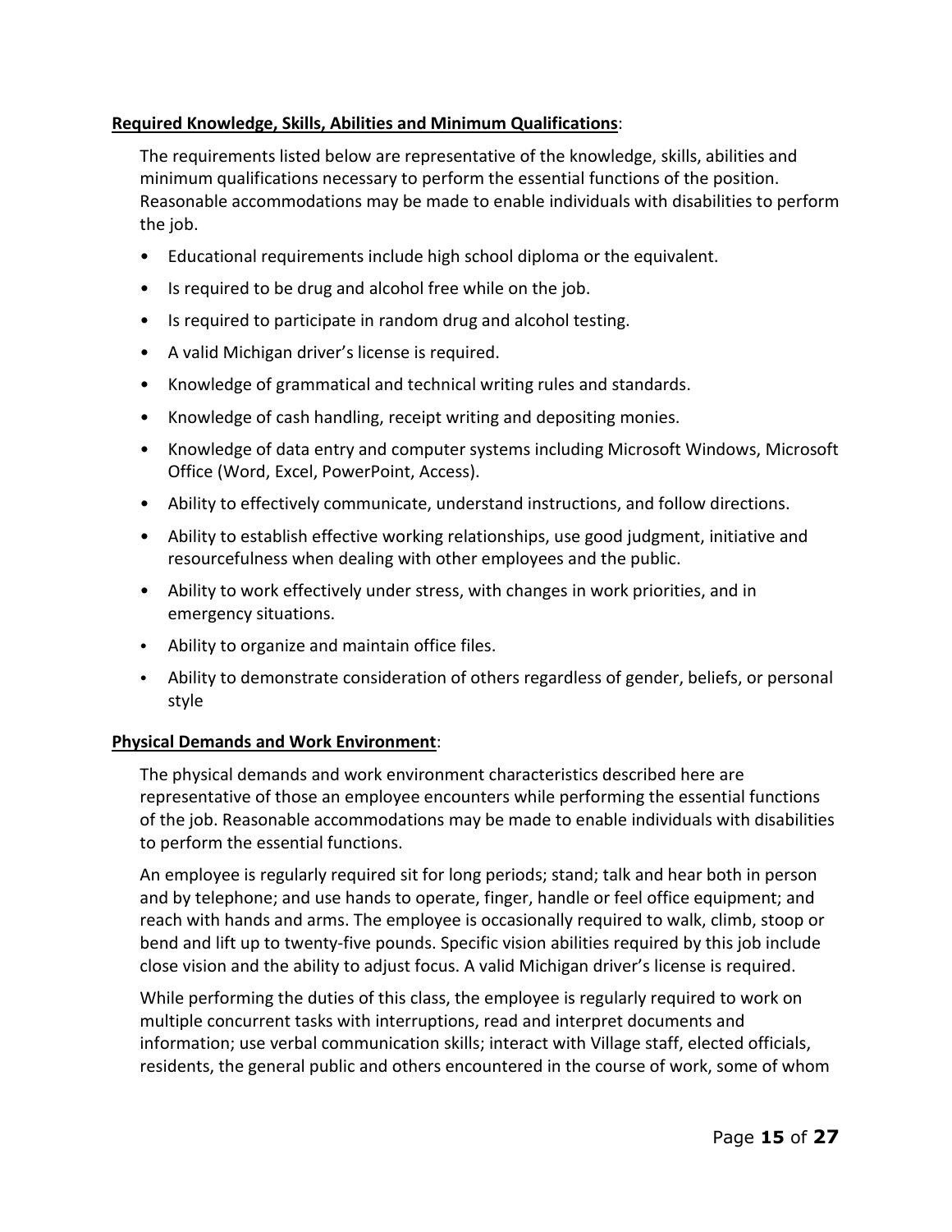**Required Knowledge, Skills, Abilities and Minimum Qualifications**:

The requirements listed below are representative of the knowledge, skills, abilities and minimum qualifications necessary to perform the essential functions of the position. Reasonable accommodations may be made to enable individuals with disabilities to perform the job.

- Educational requirements include high school diploma or the equivalent.
- Is required to be drug and alcohol free while on the job.
- Is required to participate in random drug and alcohol testing.
- A valid Michigan driver's license is required.
- Knowledge of grammatical and technical writing rules and standards.
- Knowledge of cash handling, receipt writing and depositing monies.
- Knowledge of data entry and computer systems including Microsoft Windows, Microsoft Office (Word, Excel, PowerPoint, Access).
- Ability to effectively communicate, understand instructions, and follow directions.
- Ability to establish effective working relationships, use good judgment, initiative and resourcefulness when dealing with other employees and the public.
- Ability to work effectively under stress, with changes in work priorities, and in emergency situations.
- Ability to organize and maintain office files.
- Ability to demonstrate consideration of others regardless of gender, beliefs, or personal style

**Physical Demands and Work Environment**:

The physical demands and work environment characteristics described here are representative of those an employee encounters while performing the essential functions of the job. Reasonable accommodations may be made to enable individuals with disabilities to perform the essential functions.

An employee is regularly required sit for long periods; stand; talk and hear both in person and by telephone; and use hands to operate, finger, handle or feel office equipment; and reach with hands and arms. The employee is occasionally required to walk, climb, stoop or bend and lift up to twenty-five pounds. Specific vision abilities required by this job include close vision and the ability to adjust focus. A valid Michigan driver's license is required.

While performing the duties of this class, the employee is regularly required to work on multiple concurrent tasks with interruptions, read and interpret documents and information; use verbal communication skills; interact with Village staff, elected officials, residents, the general public and others encountered in the course of work, some of whom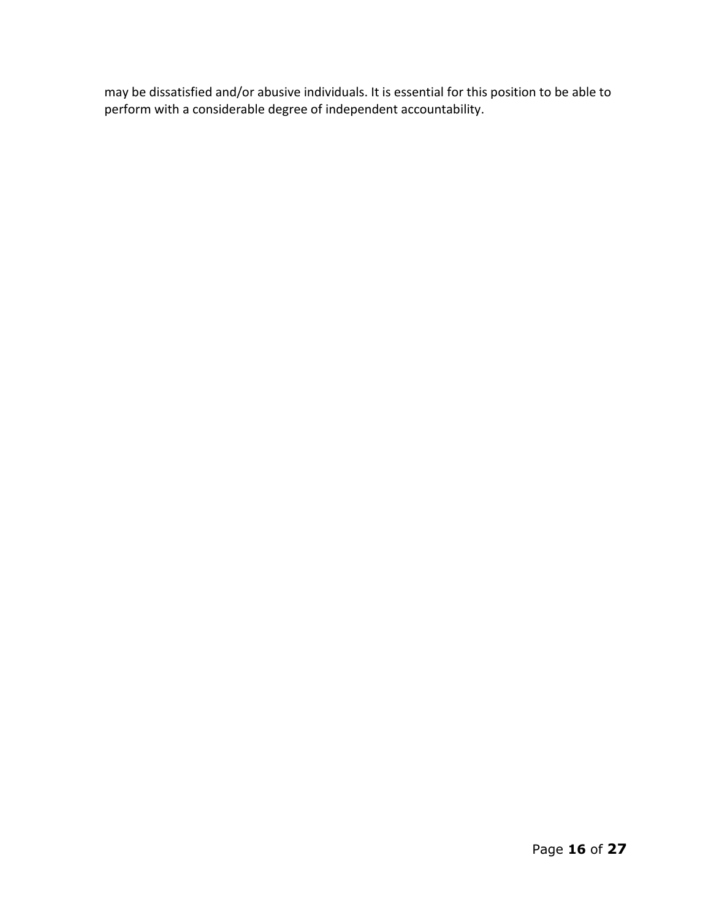may be dissatisfied and/or abusive individuals. It is essential for this position to be able to perform with a considerable degree of independent accountability.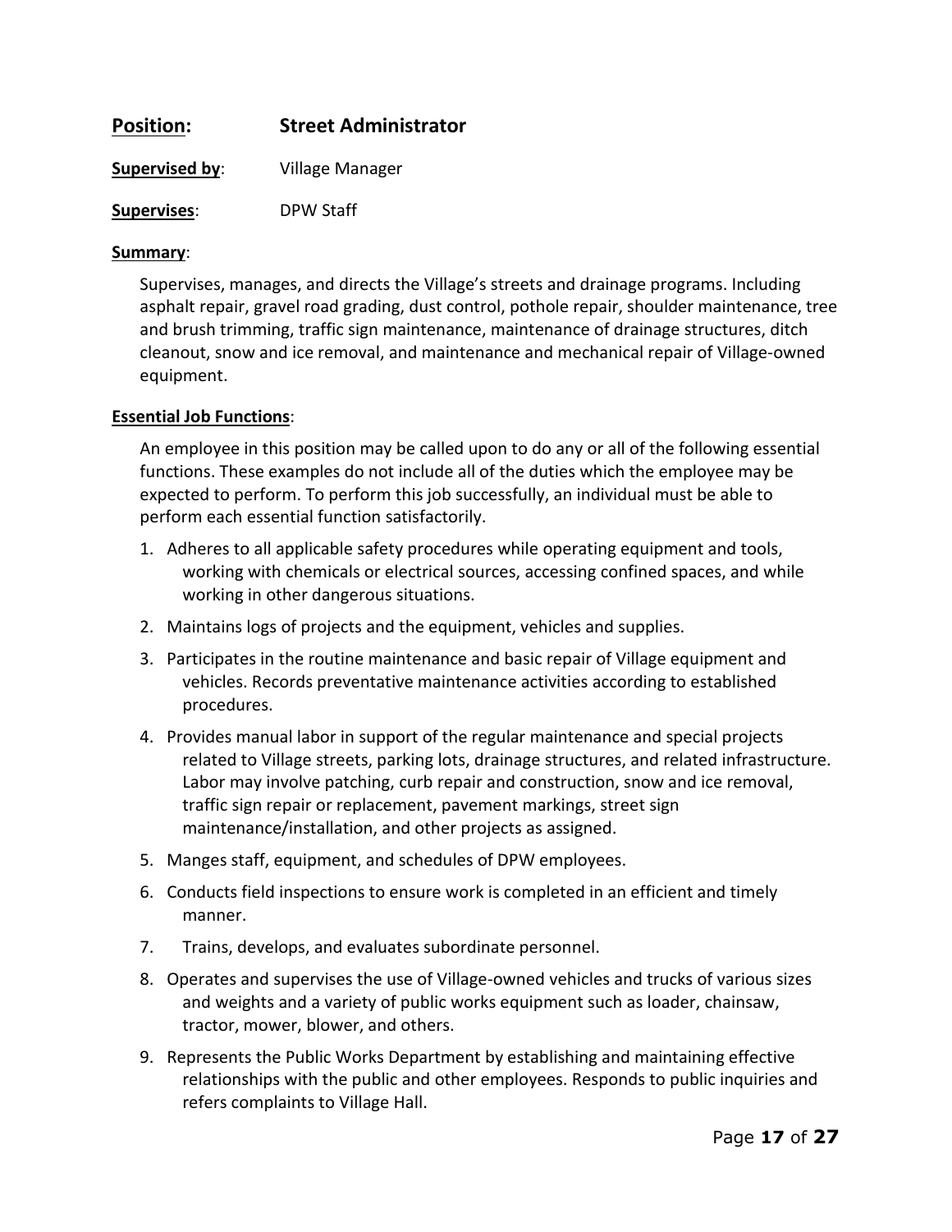**Position:** **Street Administrator**

**Supervised by**: Village Manager

**Supervises**: DPW Staff

**Summary**:

Supervises, manages, and directs the Village's streets and drainage programs. Including asphalt repair, gravel road grading, dust control, pothole repair, shoulder maintenance, tree and brush trimming, traffic sign maintenance, maintenance of drainage structures, ditch cleanout, snow and ice removal, and maintenance and mechanical repair of Village-owned equipment.

**Essential Job Functions**:

An employee in this position may be called upon to do any or all of the following essential functions. These examples do not include all of the duties which the employee may be expected to perform. To perform this job successfully, an individual must be able to perform each essential function satisfactorily.

1. Adheres to all applicable safety procedures while operating equipment and tools, working with chemicals or electrical sources, accessing confined spaces, and while working in other dangerous situations.
2. Maintains logs of projects and the equipment, vehicles and supplies.
3. Participates in the routine maintenance and basic repair of Village equipment and vehicles. Records preventative maintenance activities according to established procedures.
4. Provides manual labor in support of the regular maintenance and special projects related to Village streets, parking lots, drainage structures, and related infrastructure. Labor may involve patching, curb repair and construction, snow and ice removal, traffic sign repair or replacement, pavement markings, street sign maintenance/installation, and other projects as assigned.
5. Manges staff, equipment, and schedules of DPW employees.
6. Conducts field inspections to ensure work is completed in an efficient and timely manner.
7. Trains, develops, and evaluates subordinate personnel.
8. Operates and supervises the use of Village-owned vehicles and trucks of various sizes and weights and a variety of public works equipment such as loader, chainsaw, tractor, mower, blower, and others.
9. Represents the Public Works Department by establishing and maintaining effective relationships with the public and other employees. Responds to public inquiries and refers complaints to Village Hall.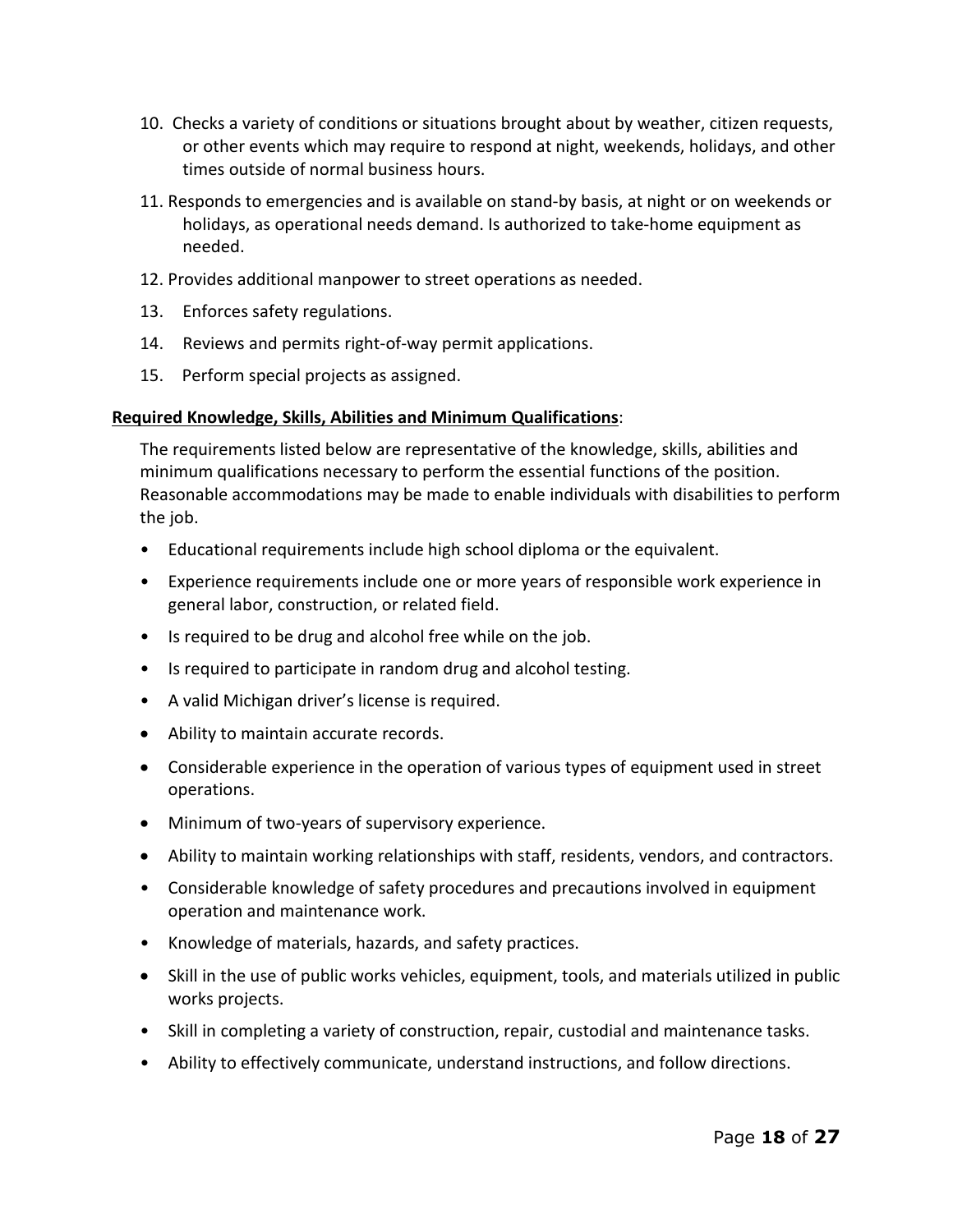10. Checks a variety of conditions or situations brought about by weather, citizen requests, or other events which may require to respond at night, weekends, holidays, and other times outside of normal business hours.
11. Responds to emergencies and is available on stand-by basis, at night or on weekends or holidays, as operational needs demand. Is authorized to take-home equipment as needed.
12. Provides additional manpower to street operations as needed.
13. Enforces safety regulations.
14. Reviews and permits right-of-way permit applications.
15. Perform special projects as assigned.

**Required Knowledge, Skills, Abilities and Minimum Qualifications**:

The requirements listed below are representative of the knowledge, skills, abilities and minimum qualifications necessary to perform the essential functions of the position. Reasonable accommodations may be made to enable individuals with disabilities to perform the job.

- Educational requirements include high school diploma or the equivalent.
- Experience requirements include one or more years of responsible work experience in general labor, construction, or related field.
- Is required to be drug and alcohol free while on the job.
- Is required to participate in random drug and alcohol testing.
- A valid Michigan driver's license is required.
- Ability to maintain accurate records.
- Considerable experience in the operation of various types of equipment used in street operations.
- Minimum of two-years of supervisory experience.
- Ability to maintain working relationships with staff, residents, vendors, and contractors.
- Considerable knowledge of safety procedures and precautions involved in equipment operation and maintenance work.
- Knowledge of materials, hazards, and safety practices.
- Skill in the use of public works vehicles, equipment, tools, and materials utilized in public works projects.
- Skill in completing a variety of construction, repair, custodial and maintenance tasks.
- Ability to effectively communicate, understand instructions, and follow directions.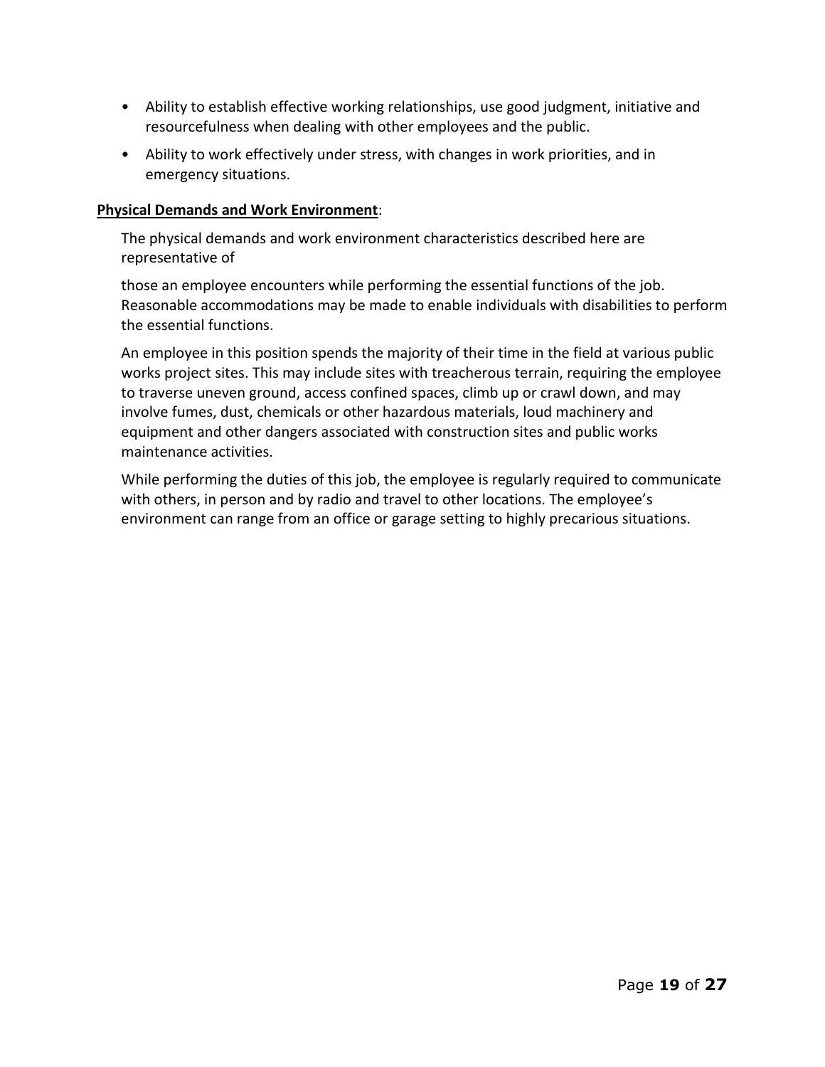- Ability to establish effective working relationships, use good judgment, initiative and resourcefulness when dealing with other employees and the public.
- Ability to work effectively under stress, with changes in work priorities, and in emergency situations.

**Physical Demands and Work Environment**:

The physical demands and work environment characteristics described here are representative of

those an employee encounters while performing the essential functions of the job. Reasonable accommodations may be made to enable individuals with disabilities to perform the essential functions.

An employee in this position spends the majority of their time in the field at various public works project sites. This may include sites with treacherous terrain, requiring the employee to traverse uneven ground, access confined spaces, climb up or crawl down, and may involve fumes, dust, chemicals or other hazardous materials, loud machinery and equipment and other dangers associated with construction sites and public works maintenance activities.

While performing the duties of this job, the employee is regularly required to communicate with others, in person and by radio and travel to other locations. The employee's environment can range from an office or garage setting to highly precarious situations.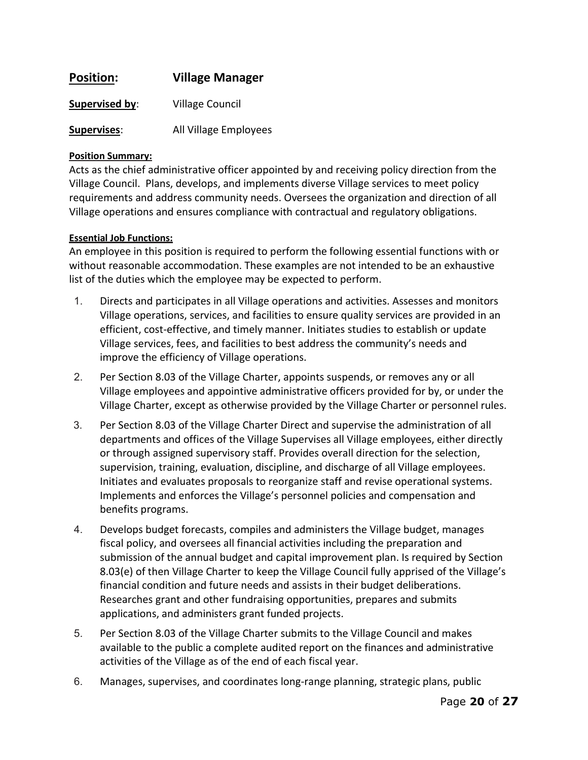**Position:** **Village Manager**

**Supervised by**: Village Council

**Supervises**: All Village Employees

**Position Summary:**

Acts as the chief administrative officer appointed by and receiving policy direction from the Village Council. Plans, develops, and implements diverse Village services to meet policy requirements and address community needs. Oversees the organization and direction of all Village operations and ensures compliance with contractual and regulatory obligations.

**Essential Job Functions:**

An employee in this position is required to perform the following essential functions with or without reasonable accommodation. These examples are not intended to be an exhaustive list of the duties which the employee may be expected to perform.

1. Directs and participates in all Village operations and activities. Assesses and monitors Village operations, services, and facilities to ensure quality services are provided in an efficient, cost-effective, and timely manner. Initiates studies to establish or update Village services, fees, and facilities to best address the community's needs and improve the efficiency of Village operations.
2. Per Section 8.03 of the Village Charter, appoints suspends, or removes any or all Village employees and appointive administrative officers provided for by, or under the Village Charter, except as otherwise provided by the Village Charter or personnel rules.
3. Per Section 8.03 of the Village Charter Direct and supervise the administration of all departments and offices of the Village Supervises all Village employees, either directly or through assigned supervisory staff. Provides overall direction for the selection, supervision, training, evaluation, discipline, and discharge of all Village employees. Initiates and evaluates proposals to reorganize staff and revise operational systems. Implements and enforces the Village's personnel policies and compensation and benefits programs.
4. Develops budget forecasts, compiles and administers the Village budget, manages fiscal policy, and oversees all financial activities including the preparation and submission of the annual budget and capital improvement plan. Is required by Section 8.03(e) of then Village Charter to keep the Village Council fully apprised of the Village's financial condition and future needs and assists in their budget deliberations. Researches grant and other fundraising opportunities, prepares and submits applications, and administers grant funded projects.
5. Per Section 8.03 of the Village Charter submits to the Village Council and makes available to the public a complete audited report on the finances and administrative activities of the Village as of the end of each fiscal year.
6. Manages, supervises, and coordinates long-range planning, strategic plans, public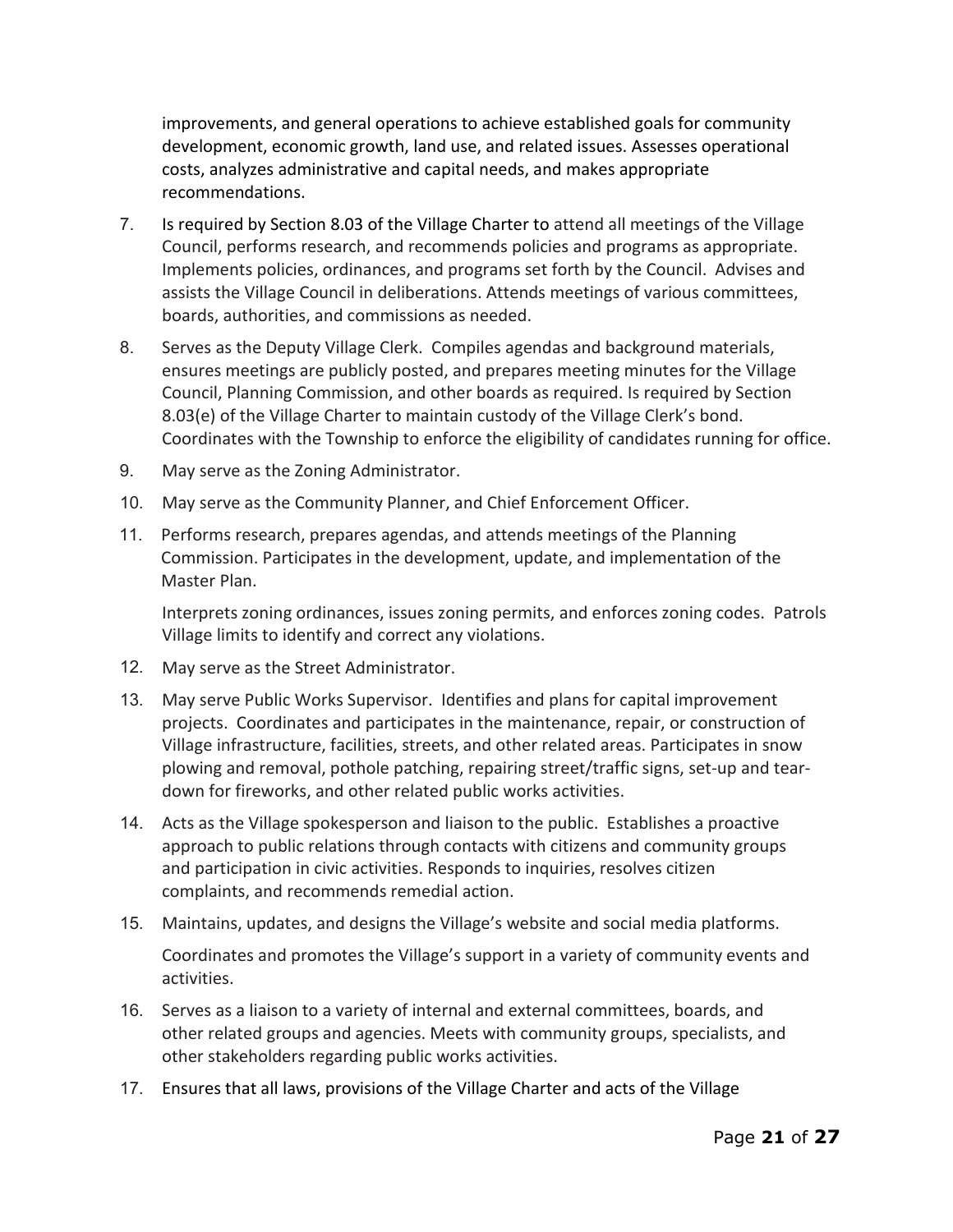improvements, and general operations to achieve established goals for community development, economic growth, land use, and related issues. Assesses operational costs, analyzes administrative and capital needs, and makes appropriate recommendations.

7. Is required by Section 8.03 of the Village Charter to attend all meetings of the Village Council, performs research, and recommends policies and programs as appropriate. Implements policies, ordinances, and programs set forth by the Council. Advises and assists the Village Council in deliberations. Attends meetings of various committees, boards, authorities, and commissions as needed.
8. Serves as the Deputy Village Clerk. Compiles agendas and background materials, ensures meetings are publicly posted, and prepares meeting minutes for the Village Council, Planning Commission, and other boards as required. Is required by Section 8.03(e) of the Village Charter to maintain custody of the Village Clerk's bond. Coordinates with the Township to enforce the eligibility of candidates running for office.
9. May serve as the Zoning Administrator.
10. May serve as the Community Planner, and Chief Enforcement Officer.
11. Performs research, prepares agendas, and attends meetings of the Planning Commission. Participates in the development, update, and implementation of the Master Plan.

    Interprets zoning ordinances, issues zoning permits, and enforces zoning codes. Patrols Village limits to identify and correct any violations.
12. May serve as the Street Administrator.
13. May serve Public Works Supervisor. Identifies and plans for capital improvement projects. Coordinates and participates in the maintenance, repair, or construction of Village infrastructure, facilities, streets, and other related areas. Participates in snow plowing and removal, pothole patching, repairing street/traffic signs, set-up and tear-down for fireworks, and other related public works activities.
14. Acts as the Village spokesperson and liaison to the public. Establishes a proactive approach to public relations through contacts with citizens and community groups and participation in civic activities. Responds to inquiries, resolves citizen complaints, and recommends remedial action.
15. Maintains, updates, and designs the Village's website and social media platforms.

    Coordinates and promotes the Village's support in a variety of community events and activities.
16. Serves as a liaison to a variety of internal and external committees, boards, and other related groups and agencies. Meets with community groups, specialists, and other stakeholders regarding public works activities.
17. Ensures that all laws, provisions of the Village Charter and acts of the Village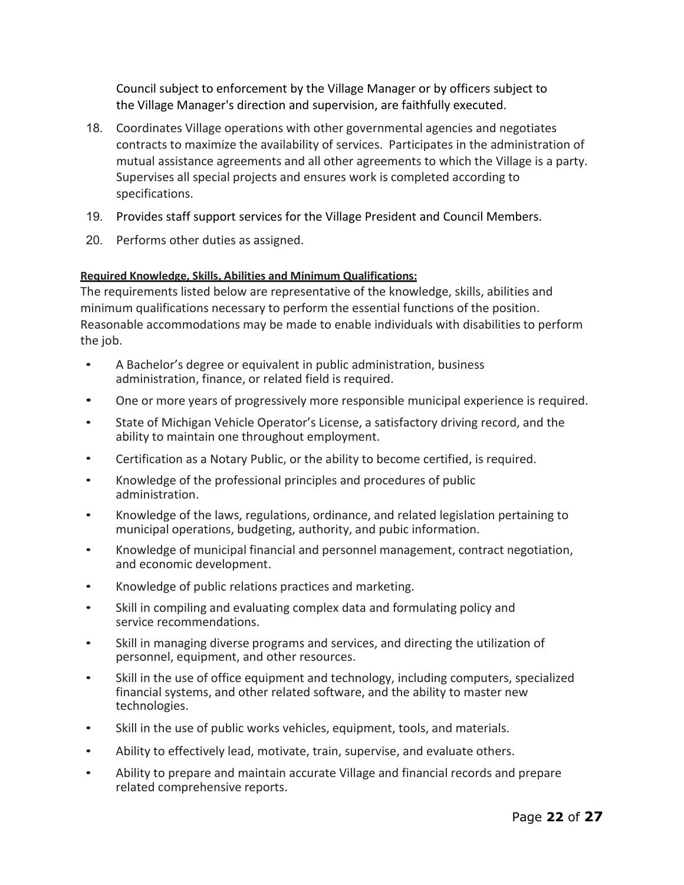Council subject to enforcement by the Village Manager or by officers subject to the Village Manager's direction and supervision, are faithfully executed.

18. Coordinates Village operations with other governmental agencies and negotiates contracts to maximize the availability of services. Participates in the administration of mutual assistance agreements and all other agreements to which the Village is a party. Supervises all special projects and ensures work is completed according to specifications.
19. Provides staff support services for the Village President and Council Members.
20. Performs other duties as assigned.

**Required Knowledge, Skills, Abilities and Minimum Qualifications:**

The requirements listed below are representative of the knowledge, skills, abilities and minimum qualifications necessary to perform the essential functions of the position. Reasonable accommodations may be made to enable individuals with disabilities to perform the job.

- A Bachelor's degree or equivalent in public administration, business administration, finance, or related field is required.
- One or more years of progressively more responsible municipal experience is required.
- State of Michigan Vehicle Operator's License, a satisfactory driving record, and the ability to maintain one throughout employment.
- Certification as a Notary Public, or the ability to become certified, is required.
- Knowledge of the professional principles and procedures of public administration.
- Knowledge of the laws, regulations, ordinance, and related legislation pertaining to municipal operations, budgeting, authority, and pubic information.
- Knowledge of municipal financial and personnel management, contract negotiation, and economic development.
- Knowledge of public relations practices and marketing.
- Skill in compiling and evaluating complex data and formulating policy and service recommendations.
- Skill in managing diverse programs and services, and directing the utilization of personnel, equipment, and other resources.
- Skill in the use of office equipment and technology, including computers, specialized financial systems, and other related software, and the ability to master new technologies.
- Skill in the use of public works vehicles, equipment, tools, and materials.
- Ability to effectively lead, motivate, train, supervise, and evaluate others.
- Ability to prepare and maintain accurate Village and financial records and prepare related comprehensive reports.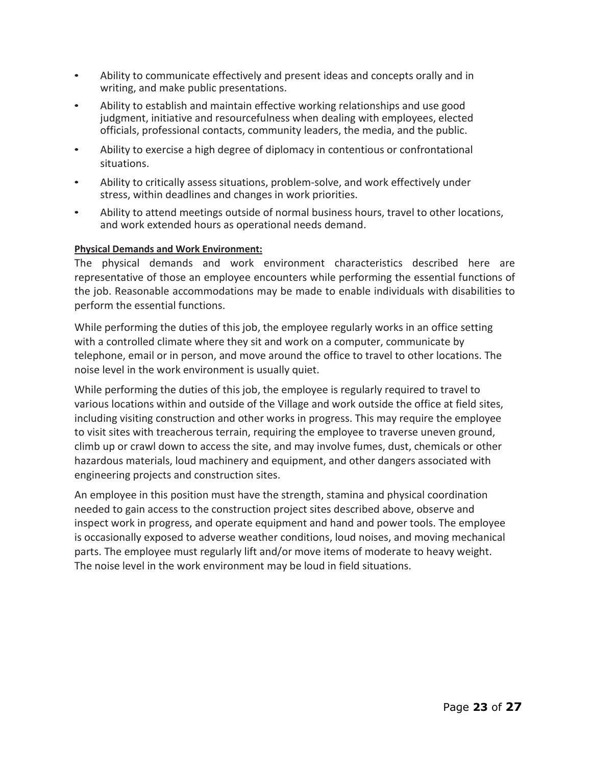- Ability to communicate effectively and present ideas and concepts orally and in writing, and make public presentations.
- Ability to establish and maintain effective working relationships and use good judgment, initiative and resourcefulness when dealing with employees, elected officials, professional contacts, community leaders, the media, and the public.
- Ability to exercise a high degree of diplomacy in contentious or confrontational situations.
- Ability to critically assess situations, problem-solve, and work effectively under stress, within deadlines and changes in work priorities.
- Ability to attend meetings outside of normal business hours, travel to other locations, and work extended hours as operational needs demand.

**Physical Demands and Work Environment:**

The physical demands and work environment characteristics described here are representative of those an employee encounters while performing the essential functions of the job. Reasonable accommodations may be made to enable individuals with disabilities to perform the essential functions.

While performing the duties of this job, the employee regularly works in an office setting with a controlled climate where they sit and work on a computer, communicate by telephone, email or in person, and move around the office to travel to other locations. The noise level in the work environment is usually quiet.

While performing the duties of this job, the employee is regularly required to travel to various locations within and outside of the Village and work outside the office at field sites, including visiting construction and other works in progress. This may require the employee to visit sites with treacherous terrain, requiring the employee to traverse uneven ground, climb up or crawl down to access the site, and may involve fumes, dust, chemicals or other hazardous materials, loud machinery and equipment, and other dangers associated with engineering projects and construction sites.

An employee in this position must have the strength, stamina and physical coordination needed to gain access to the construction project sites described above, observe and inspect work in progress, and operate equipment and hand and power tools. The employee is occasionally exposed to adverse weather conditions, loud noises, and moving mechanical parts. The employee must regularly lift and/or move items of moderate to heavy weight. The noise level in the work environment may be loud in field situations.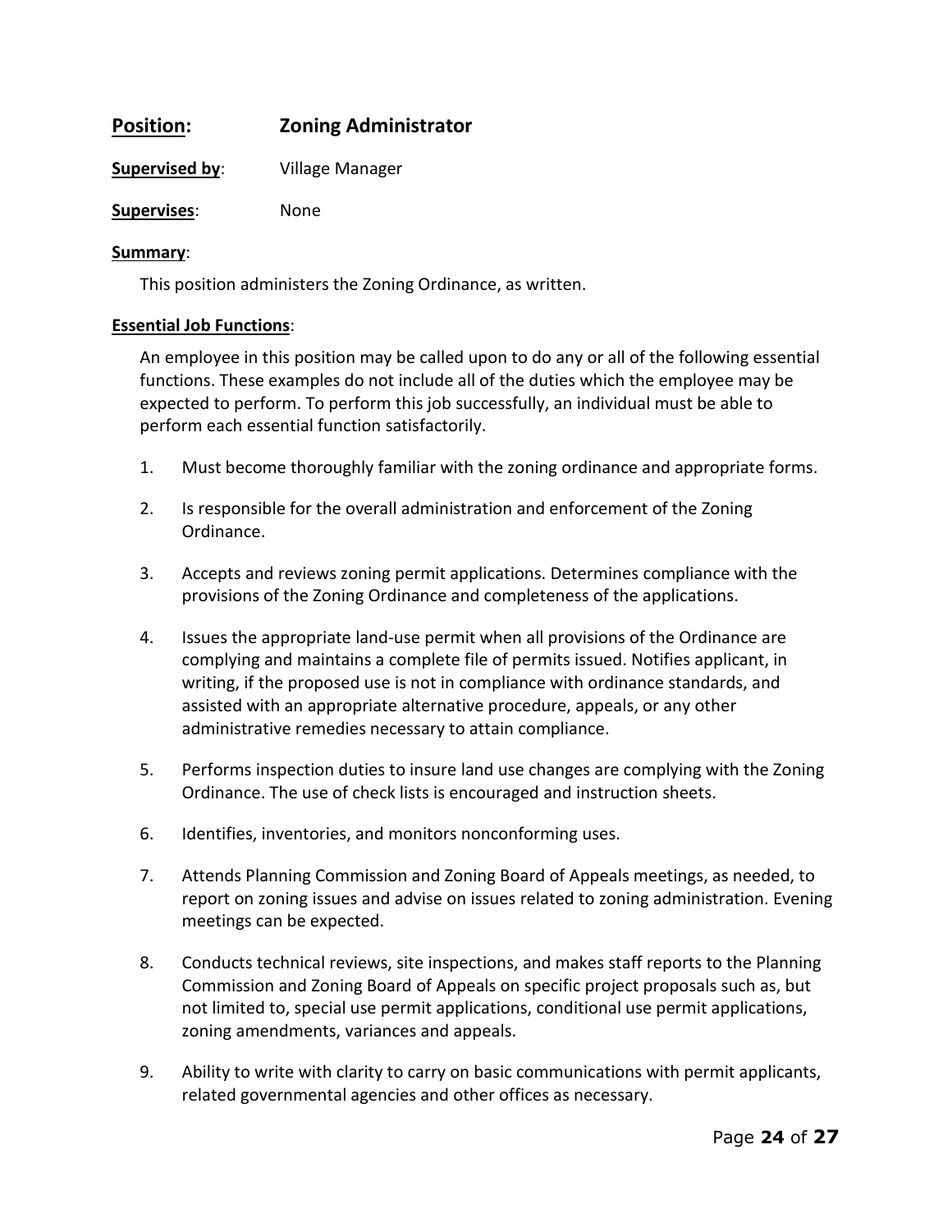**Position:** **Zoning Administrator**

**Supervised by**: Village Manager

**Supervises**: None

**Summary**:

This position administers the Zoning Ordinance, as written.

**Essential Job Functions**:

An employee in this position may be called upon to do any or all of the following essential functions. These examples do not include all of the duties which the employee may be expected to perform. To perform this job successfully, an individual must be able to perform each essential function satisfactorily.

1. Must become thoroughly familiar with the zoning ordinance and appropriate forms.

2. Is responsible for the overall administration and enforcement of the Zoning Ordinance.

3. Accepts and reviews zoning permit applications. Determines compliance with the provisions of the Zoning Ordinance and completeness of the applications.

4. Issues the appropriate land-use permit when all provisions of the Ordinance are complying and maintains a complete file of permits issued. Notifies applicant, in writing, if the proposed use is not in compliance with ordinance standards, and assisted with an appropriate alternative procedure, appeals, or any other administrative remedies necessary to attain compliance.

5. Performs inspection duties to insure land use changes are complying with the Zoning Ordinance. The use of check lists is encouraged and instruction sheets.

6. Identifies, inventories, and monitors nonconforming uses.

7. Attends Planning Commission and Zoning Board of Appeals meetings, as needed, to report on zoning issues and advise on issues related to zoning administration. Evening meetings can be expected.

8. Conducts technical reviews, site inspections, and makes staff reports to the Planning Commission and Zoning Board of Appeals on specific project proposals such as, but not limited to, special use permit applications, conditional use permit applications, zoning amendments, variances and appeals.

9. Ability to write with clarity to carry on basic communications with permit applicants, related governmental agencies and other offices as necessary.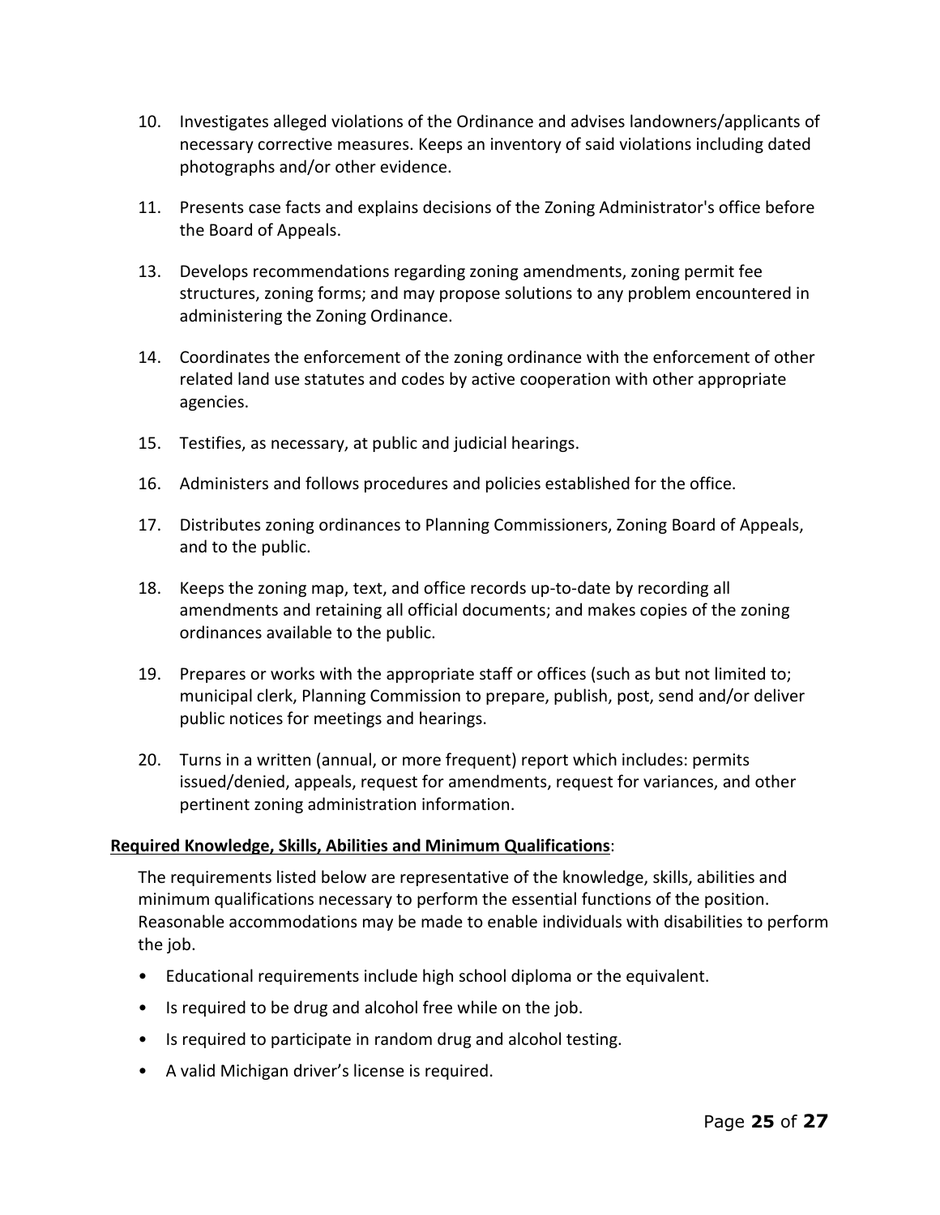10. Investigates alleged violations of the Ordinance and advises landowners/applicants of necessary corrective measures. Keeps an inventory of said violations including dated photographs and/or other evidence.

11. Presents case facts and explains decisions of the Zoning Administrator's office before the Board of Appeals.

13. Develops recommendations regarding zoning amendments, zoning permit fee structures, zoning forms; and may propose solutions to any problem encountered in administering the Zoning Ordinance.

14. Coordinates the enforcement of the zoning ordinance with the enforcement of other related land use statutes and codes by active cooperation with other appropriate agencies.

15. Testifies, as necessary, at public and judicial hearings.

16. Administers and follows procedures and policies established for the office.

17. Distributes zoning ordinances to Planning Commissioners, Zoning Board of Appeals, and to the public.

18. Keeps the zoning map, text, and office records up-to-date by recording all amendments and retaining all official documents; and makes copies of the zoning ordinances available to the public.

19. Prepares or works with the appropriate staff or offices (such as but not limited to; municipal clerk, Planning Commission to prepare, publish, post, send and/or deliver public notices for meetings and hearings.

20. Turns in a written (annual, or more frequent) report which includes: permits issued/denied, appeals, request for amendments, request for variances, and other pertinent zoning administration information.

**Required Knowledge, Skills, Abilities and Minimum Qualifications**:

The requirements listed below are representative of the knowledge, skills, abilities and minimum qualifications necessary to perform the essential functions of the position. Reasonable accommodations may be made to enable individuals with disabilities to perform the job.

- Educational requirements include high school diploma or the equivalent.
- Is required to be drug and alcohol free while on the job.
- Is required to participate in random drug and alcohol testing.
- A valid Michigan driver's license is required.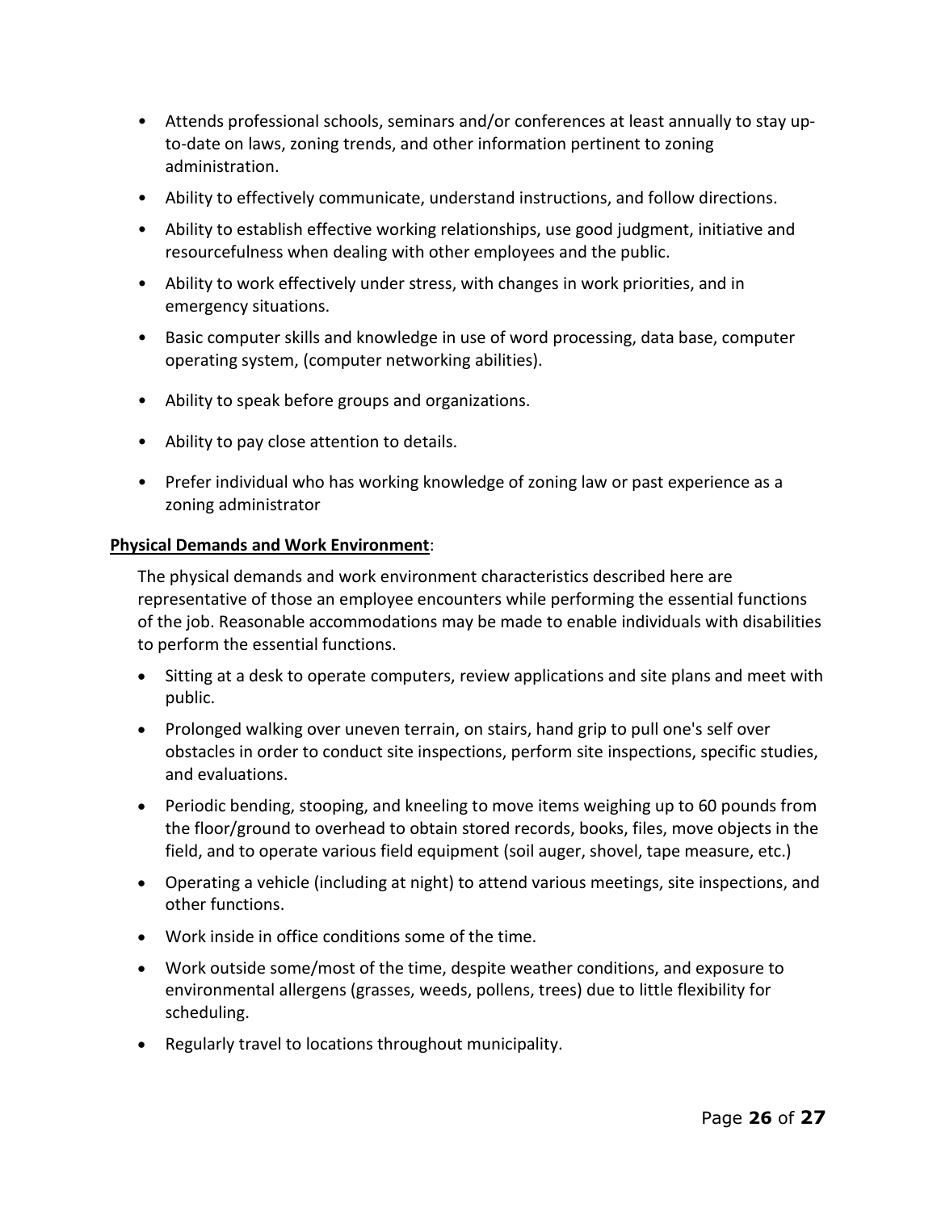- Attends professional schools, seminars and/or conferences at least annually to stay up-to-date on laws, zoning trends, and other information pertinent to zoning administration.
- Ability to effectively communicate, understand instructions, and follow directions.
- Ability to establish effective working relationships, use good judgment, initiative and resourcefulness when dealing with other employees and the public.
- Ability to work effectively under stress, with changes in work priorities, and in emergency situations.
- Basic computer skills and knowledge in use of word processing, data base, computer operating system, (computer networking abilities).
- Ability to speak before groups and organizations.
- Ability to pay close attention to details.
- Prefer individual who has working knowledge of zoning law or past experience as a zoning administrator

**Physical Demands and Work Environment**:

The physical demands and work environment characteristics described here are representative of those an employee encounters while performing the essential functions of the job. Reasonable accommodations may be made to enable individuals with disabilities to perform the essential functions.

- Sitting at a desk to operate computers, review applications and site plans and meet with public.
- Prolonged walking over uneven terrain, on stairs, hand grip to pull one's self over obstacles in order to conduct site inspections, perform site inspections, specific studies, and evaluations.
- Periodic bending, stooping, and kneeling to move items weighing up to 60 pounds from the floor/ground to overhead to obtain stored records, books, files, move objects in the field, and to operate various field equipment (soil auger, shovel, tape measure, etc.)
- Operating a vehicle (including at night) to attend various meetings, site inspections, and other functions.
- Work inside in office conditions some of the time.
- Work outside some/most of the time, despite weather conditions, and exposure to environmental allergens (grasses, weeds, pollens, trees) due to little flexibility for scheduling.
- Regularly travel to locations throughout municipality.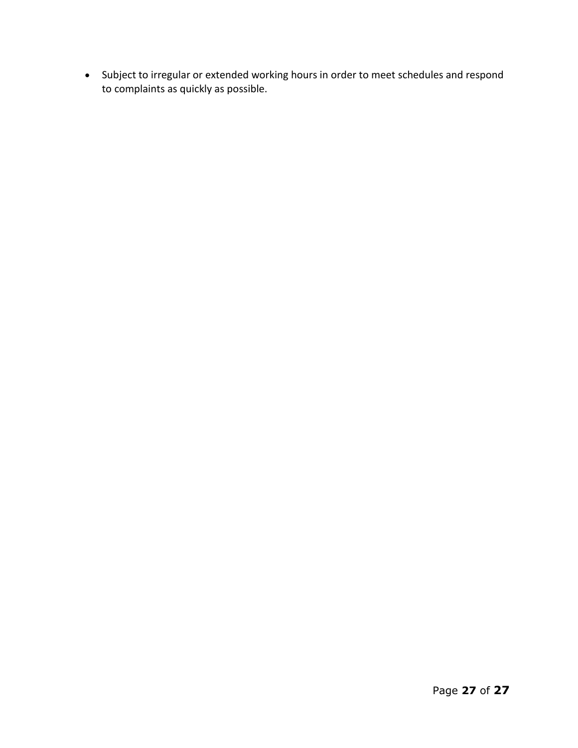- Subject to irregular or extended working hours in order to meet schedules and respond to complaints as quickly as possible.